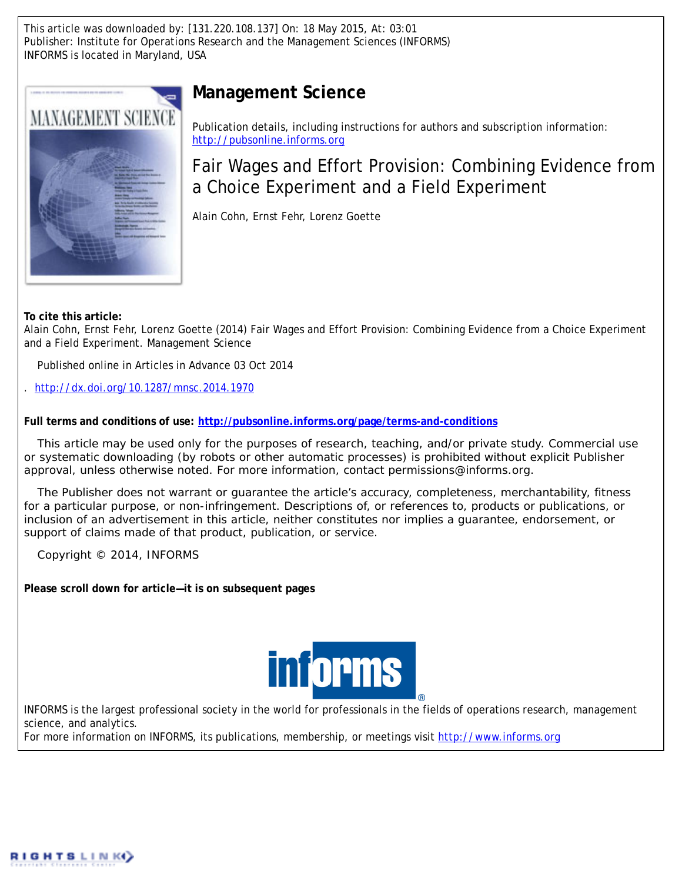This article was downloaded by: [131.220.108.137] On: 18 May 2015, At: 03:01
Publisher: Institute for Operations Research and the Management Sciences (INFORMS)
INFORMS is located in Maryland, USA

# Management Science

Publication details, including instructions for authors and subscription information:
http://pubsonline.informs.org

## Fair Wages and Effort Provision: Combining Evidence from a Choice Experiment and a Field Experiment

Alain Cohn, Ernst Fehr, Lorenz Goette

**To cite this article:**
Alain Cohn, Ernst Fehr, Lorenz Goette (2014) Fair Wages and Effort Provision: Combining Evidence from a Choice Experiment and a Field Experiment. Management Science

Published online in Articles in Advance 03 Oct 2014

. http://dx.doi.org/10.1287/mnsc.2014.1970

**Full terms and conditions of use: http://pubsonline.informs.org/page/terms-and-conditions**

This article may be used only for the purposes of research, teaching, and/or private study. Commercial use or systematic downloading (by robots or other automatic processes) is prohibited without explicit Publisher approval, unless otherwise noted. For more information, contact permissions@informs.org.

The Publisher does not warrant or guarantee the article's accuracy, completeness, merchantability, fitness for a particular purpose, or non-infringement. Descriptions of, or references to, products or publications, or inclusion of an advertisement in this article, neither constitutes nor implies a guarantee, endorsement, or support of claims made of that product, publication, or service.

Copyright © 2014, INFORMS

**Please scroll down for article—it is on subsequent pages**

INFORMS is the largest professional society in the world for professionals in the fields of operations research, management science, and analytics.
For more information on INFORMS, its publications, membership, or meetings visit http://www.informs.org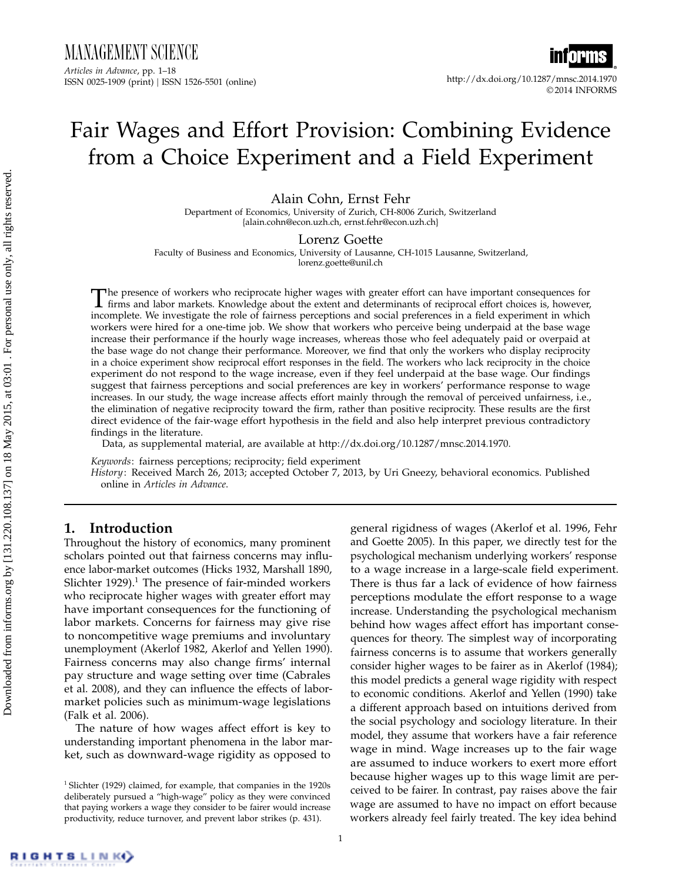# Fair Wages and Effort Provision: Combining Evidence from a Choice Experiment and a Field Experiment

Alain Cohn, Ernst Fehr

Department of Economics, University of Zurich, CH-8006 Zurich, Switzerland
{alain.cohn@econ.uzh.ch, ernst.fehr@econ.uzh.ch}

Lorenz Goette

Faculty of Business and Economics, University of Lausanne, CH-1015 Lausanne, Switzerland,
lorenz.goette@unil.ch

The presence of workers who reciprocate higher wages with greater effort can have important consequences for firms and labor markets. Knowledge about the extent and determinants of reciprocal effort choices is, however, incomplete. We investigate the role of fairness perceptions and social preferences in a field experiment in which workers were hired for a one-time job. We show that workers who perceive being underpaid at the base wage increase their performance if the hourly wage increases, whereas those who feel adequately paid or overpaid at the base wage do not change their performance. Moreover, we find that only the workers who display reciprocity in a choice experiment show reciprocal effort responses in the field. The workers who lack reciprocity in the choice experiment do not respond to the wage increase, even if they feel underpaid at the base wage. Our findings suggest that fairness perceptions and social preferences are key in workers' performance response to wage increases. In our study, the wage increase affects effort mainly through the removal of perceived unfairness, i.e., the elimination of negative reciprocity toward the firm, rather than positive reciprocity. These results are the first direct evidence of the fair-wage effort hypothesis in the field and also help interpret previous contradictory findings in the literature.

Data, as supplemental material, are available at http://dx.doi.org/10.1287/mnsc.2014.1970.

*Keywords*: fairness perceptions; reciprocity; field experiment

*History*: Received March 26, 2013; accepted October 7, 2013, by Uri Gneezy, behavioral economics. Published online in *Articles in Advance*.

## 1. Introduction

Throughout the history of economics, many prominent scholars pointed out that fairness concerns may influence labor-market outcomes (Hicks 1932, Marshall 1890, Slichter 1929).[1] The presence of fair-minded workers who reciprocate higher wages with greater effort may have important consequences for the functioning of labor markets. Concerns for fairness may give rise to noncompetitive wage premiums and involuntary unemployment (Akerlof 1982, Akerlof and Yellen 1990). Fairness concerns may also change firms' internal pay structure and wage setting over time (Cabrales et al. 2008), and they can influence the effects of labor-market policies such as minimum-wage legislations (Falk et al. 2006).

The nature of how wages affect effort is key to understanding important phenomena in the labor market, such as downward-wage rigidity as opposed to general rigidness of wages (Akerlof et al. 1996, Fehr and Goette 2005). In this paper, we directly test for the psychological mechanism underlying workers' response to a wage increase in a large-scale field experiment. There is thus far a lack of evidence of how fairness perceptions modulate the effort response to a wage increase. Understanding the psychological mechanism behind how wages affect effort has important consequences for theory. The simplest way of incorporating fairness concerns is to assume that workers generally consider higher wages to be fairer as in Akerlof (1984); this model predicts a general wage rigidity with respect to economic conditions. Akerlof and Yellen (1990) take a different approach based on intuitions derived from the social psychology and sociology literature. In their model, they assume that workers have a fair reference wage in mind. Wage increases up to the fair wage are assumed to induce workers to exert more effort because higher wages up to this wage limit are perceived to be fairer. In contrast, pay raises above the fair wage are assumed to have no impact on effort because workers already feel fairly treated. The key idea behind

[1] Slichter (1929) claimed, for example, that companies in the 1920s deliberately pursued a "high-wage" policy as they were convinced that paying workers a wage they consider to be fairer would increase productivity, reduce turnover, and prevent labor strikes (p. 431).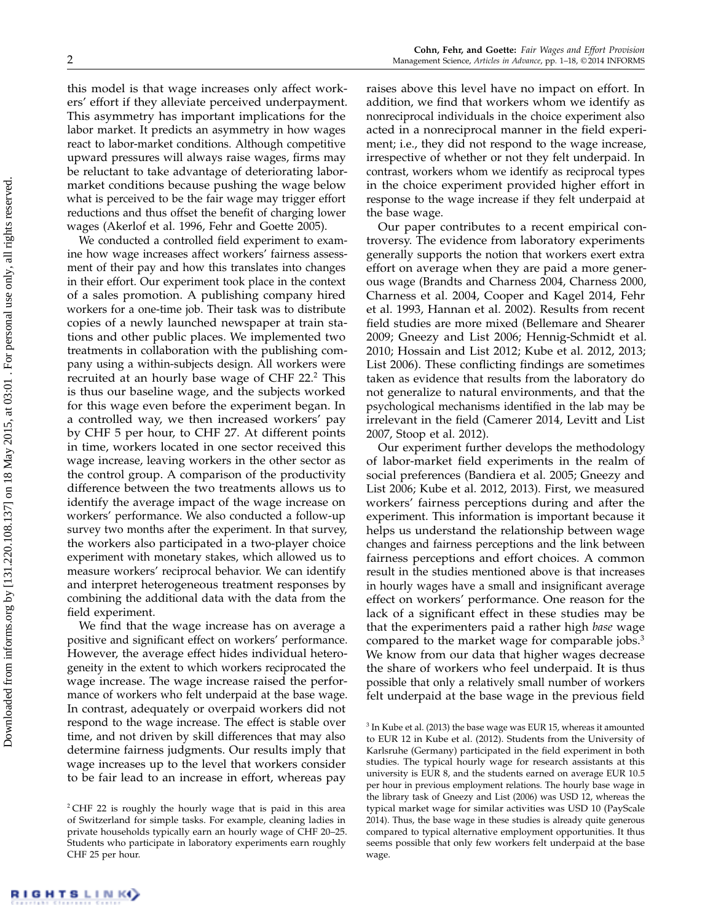this model is that wage increases only affect workers' effort if they alleviate perceived underpayment. This asymmetry has important implications for the labor market. It predicts an asymmetry in how wages react to labor-market conditions. Although competitive upward pressures will always raise wages, firms may be reluctant to take advantage of deteriorating labor-market conditions because pushing the wage below what is perceived to be the fair wage may trigger effort reductions and thus offset the benefit of charging lower wages (Akerlof et al. 1996, Fehr and Goette 2005).

We conducted a controlled field experiment to examine how wage increases affect workers' fairness assessment of their pay and how this translates into changes in their effort. Our experiment took place in the context of a sales promotion. A publishing company hired workers for a one-time job. Their task was to distribute copies of a newly launched newspaper at train stations and other public places. We implemented two treatments in collaboration with the publishing company using a within-subjects design. All workers were recruited at an hourly base wage of CHF 22.[2] This is thus our baseline wage, and the subjects worked for this wage even before the experiment began. In a controlled way, we then increased workers' pay by CHF 5 per hour, to CHF 27. At different points in time, workers located in one sector received this wage increase, leaving workers in the other sector as the control group. A comparison of the productivity difference between the two treatments allows us to identify the average impact of the wage increase on workers' performance. We also conducted a follow-up survey two months after the experiment. In that survey, the workers also participated in a two-player choice experiment with monetary stakes, which allowed us to measure workers' reciprocal behavior. We can identify and interpret heterogeneous treatment responses by combining the additional data with the data from the field experiment.

We find that the wage increase has on average a positive and significant effect on workers' performance. However, the average effect hides individual heterogeneity in the extent to which workers reciprocated the wage increase. The wage increase raised the performance of workers who felt underpaid at the base wage. In contrast, adequately or overpaid workers did not respond to the wage increase. The effect is stable over time, and not driven by skill differences that may also determine fairness judgments. Our results imply that wage increases up to the level that workers consider to be fair lead to an increase in effort, whereas pay raises above this level have no impact on effort. In addition, we find that workers whom we identify as nonreciprocal individuals in the choice experiment also acted in a nonreciprocal manner in the field experiment; i.e., they did not respond to the wage increase, irrespective of whether or not they felt underpaid. In contrast, workers whom we identify as reciprocal types in the choice experiment provided higher effort in response to the wage increase if they felt underpaid at the base wage.

Our paper contributes to a recent empirical controversy. The evidence from laboratory experiments generally supports the notion that workers exert extra effort on average when they are paid a more generous wage (Brandts and Charness 2004, Charness 2000, Charness et al. 2004, Cooper and Kagel 2014, Fehr et al. 1993, Hannan et al. 2002). Results from recent field studies are more mixed (Bellemare and Shearer 2009; Gneezy and List 2006; Hennig-Schmidt et al. 2010; Hossain and List 2012; Kube et al. 2012, 2013; List 2006). These conflicting findings are sometimes taken as evidence that results from the laboratory do not generalize to natural environments, and that the psychological mechanisms identified in the lab may be irrelevant in the field (Camerer 2014, Levitt and List 2007, Stoop et al. 2012).

Our experiment further develops the methodology of labor-market field experiments in the realm of social preferences (Bandiera et al. 2005; Gneezy and List 2006; Kube et al. 2012, 2013). First, we measured workers' fairness perceptions during and after the experiment. This information is important because it helps us understand the relationship between wage changes and fairness perceptions and the link between fairness perceptions and effort choices. A common result in the studies mentioned above is that increases in hourly wages have a small and insignificant average effect on workers' performance. One reason for the lack of a significant effect in these studies may be that the experimenters paid a rather high *base* wage compared to the market wage for comparable jobs.[3] We know from our data that higher wages decrease the share of workers who feel underpaid. It is thus possible that only a relatively small number of workers felt underpaid at the base wage in the previous field

[2] CHF 22 is roughly the hourly wage that is paid in this area of Switzerland for simple tasks. For example, cleaning ladies in private households typically earn an hourly wage of CHF 20–25. Students who participate in laboratory experiments earn roughly CHF 25 per hour.

[3] In Kube et al. (2013) the base wage was EUR 15, whereas it amounted to EUR 12 in Kube et al. (2012). Students from the University of Karlsruhe (Germany) participated in the field experiment in both studies. The typical hourly wage for research assistants at this university is EUR 8, and the students earned on average EUR 10.5 per hour in previous employment relations. The hourly base wage in the library task of Gneezy and List (2006) was USD 12, whereas the typical market wage for similar activities was USD 10 (PayScale 2014). Thus, the base wage in these studies is already quite generous compared to typical alternative employment opportunities. It thus seems possible that only few workers felt underpaid at the base wage.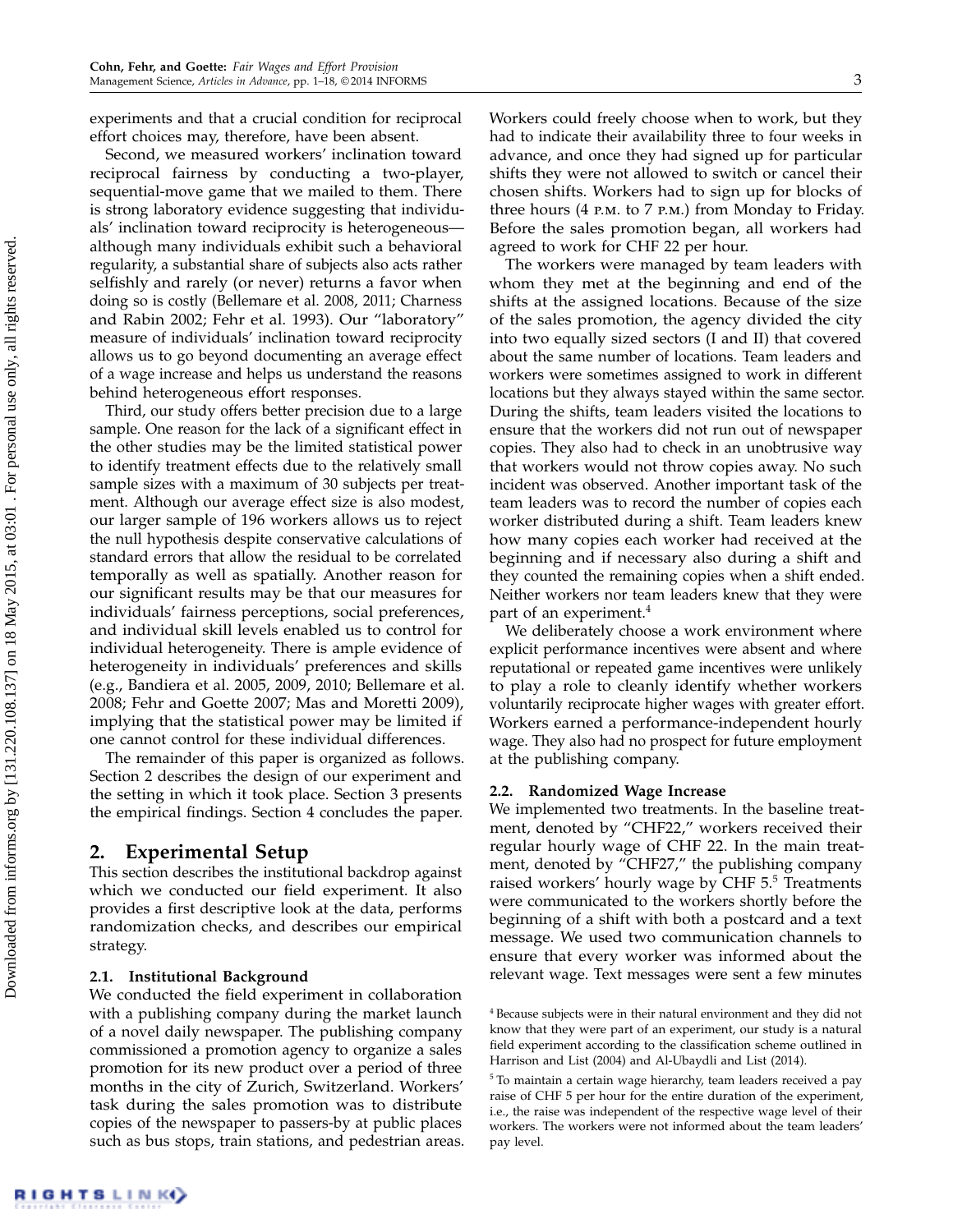experiments and that a crucial condition for reciprocal effort choices may, therefore, have been absent.

Second, we measured workers' inclination toward reciprocal fairness by conducting a two-player, sequential-move game that we mailed to them. There is strong laboratory evidence suggesting that individuals' inclination toward reciprocity is heterogeneous—although many individuals exhibit such a behavioral regularity, a substantial share of subjects also acts rather selfishly and rarely (or never) returns a favor when doing so is costly (Bellemare et al. 2008, 2011; Charness and Rabin 2002; Fehr et al. 1993). Our "laboratory" measure of individuals' inclination toward reciprocity allows us to go beyond documenting an average effect of a wage increase and helps us understand the reasons behind heterogeneous effort responses.

Third, our study offers better precision due to a large sample. One reason for the lack of a significant effect in the other studies may be the limited statistical power to identify treatment effects due to the relatively small sample sizes with a maximum of 30 subjects per treatment. Although our average effect size is also modest, our larger sample of 196 workers allows us to reject the null hypothesis despite conservative calculations of standard errors that allow the residual to be correlated temporally as well as spatially. Another reason for our significant results may be that our measures for individuals' fairness perceptions, social preferences, and individual skill levels enabled us to control for individual heterogeneity. There is ample evidence of heterogeneity in individuals' preferences and skills (e.g., Bandiera et al. 2005, 2009, 2010; Bellemare et al. 2008; Fehr and Goette 2007; Mas and Moretti 2009), implying that the statistical power may be limited if one cannot control for these individual differences.

The remainder of this paper is organized as follows. Section 2 describes the design of our experiment and the setting in which it took place. Section 3 presents the empirical findings. Section 4 concludes the paper.

## 2. Experimental Setup

This section describes the institutional backdrop against which we conducted our field experiment. It also provides a first descriptive look at the data, performs randomization checks, and describes our empirical strategy.

### 2.1. Institutional Background

We conducted the field experiment in collaboration with a publishing company during the market launch of a novel daily newspaper. The publishing company commissioned a promotion agency to organize a sales promotion for its new product over a period of three months in the city of Zurich, Switzerland. Workers' task during the sales promotion was to distribute copies of the newspaper to passers-by at public places such as bus stops, train stations, and pedestrian areas. Workers could freely choose when to work, but they had to indicate their availability three to four weeks in advance, and once they had signed up for particular shifts they were not allowed to switch or cancel their chosen shifts. Workers had to sign up for blocks of three hours (4 P.M. to 7 P.M.) from Monday to Friday. Before the sales promotion began, all workers had agreed to work for CHF 22 per hour.

The workers were managed by team leaders with whom they met at the beginning and end of the shifts at the assigned locations. Because of the size of the sales promotion, the agency divided the city into two equally sized sectors (I and II) that covered about the same number of locations. Team leaders and workers were sometimes assigned to work in different locations but they always stayed within the same sector. During the shifts, team leaders visited the locations to ensure that the workers did not run out of newspaper copies. They also had to check in an unobtrusive way that workers would not throw copies away. No such incident was observed. Another important task of the team leaders was to record the number of copies each worker distributed during a shift. Team leaders knew how many copies each worker had received at the beginning and if necessary also during a shift and they counted the remaining copies when a shift ended. Neither workers nor team leaders knew that they were part of an experiment.[4]

We deliberately choose a work environment where explicit performance incentives were absent and where reputational or repeated game incentives were unlikely to play a role to cleanly identify whether workers voluntarily reciprocate higher wages with greater effort. Workers earned a performance-independent hourly wage. They also had no prospect for future employment at the publishing company.

### 2.2. Randomized Wage Increase

We implemented two treatments. In the baseline treatment, denoted by "CHF22," workers received their regular hourly wage of CHF 22. In the main treatment, denoted by "CHF27," the publishing company raised workers' hourly wage by CHF 5.[5] Treatments were communicated to the workers shortly before the beginning of a shift with both a postcard and a text message. We used two communication channels to ensure that every worker was informed about the relevant wage. Text messages were sent a few minutes

[4] Because subjects were in their natural environment and they did not know that they were part of an experiment, our study is a natural field experiment according to the classification scheme outlined in Harrison and List (2004) and Al-Ubaydli and List (2014).

[5] To maintain a certain wage hierarchy, team leaders received a pay raise of CHF 5 per hour for the entire duration of the experiment, i.e., the raise was independent of the respective wage level of their workers. The workers were not informed about the team leaders' pay level.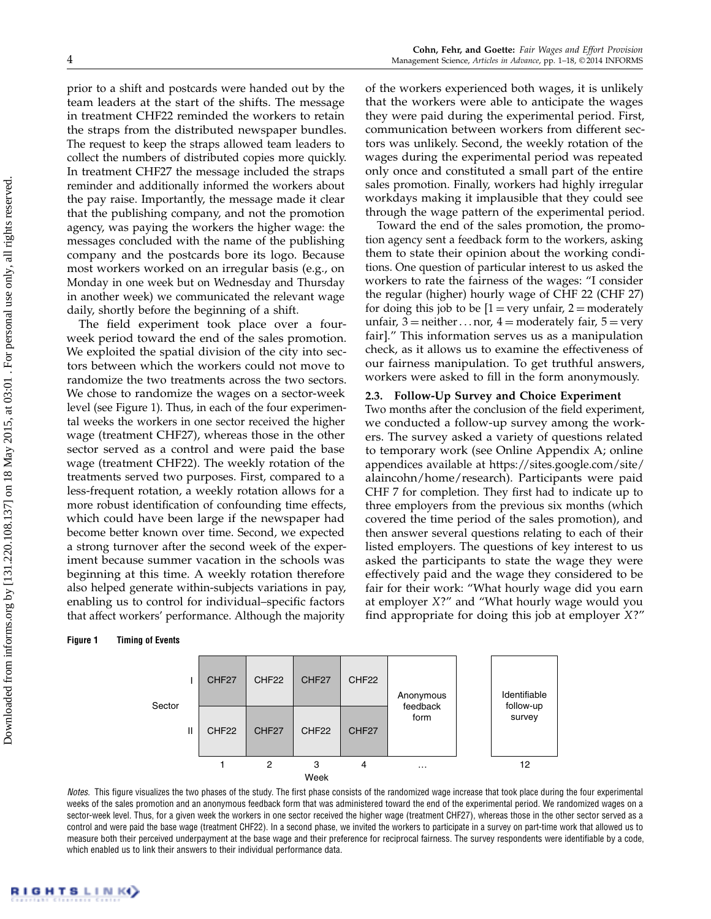prior to a shift and postcards were handed out by the team leaders at the start of the shifts. The message in treatment CHF22 reminded the workers to retain the straps from the distributed newspaper bundles. The request to keep the straps allowed team leaders to collect the numbers of distributed copies more quickly. In treatment CHF27 the message included the straps reminder and additionally informed the workers about the pay raise. Importantly, the message made it clear that the publishing company, and not the promotion agency, was paying the workers the higher wage: the messages concluded with the name of the publishing company and the postcards bore its logo. Because most workers worked on an irregular basis (e.g., on Monday in one week but on Wednesday and Thursday in another week) we communicated the relevant wage daily, shortly before the beginning of a shift.

The field experiment took place over a four-week period toward the end of the sales promotion. We exploited the spatial division of the city into sectors between which the workers could not move to randomize the two treatments across the two sectors. We chose to randomize the wages on a sector-week level (see Figure 1). Thus, in each of the four experimental weeks the workers in one sector received the higher wage (treatment CHF27), whereas those in the other sector served as a control and were paid the base wage (treatment CHF22). The weekly rotation of the treatments served two purposes. First, compared to a less-frequent rotation, a weekly rotation allows for a more robust identification of confounding time effects, which could have been large if the newspaper had become better known over time. Second, we expected a strong turnover after the second week of the experiment because summer vacation in the schools was beginning at this time. A weekly rotation therefore also helped generate within-subjects variations in pay, enabling us to control for individual–specific factors that affect workers' performance. Although the majority of the workers experienced both wages, it is unlikely that the workers were able to anticipate the wages they were paid during the experimental period. First, communication between workers from different sectors was unlikely. Second, the weekly rotation of the wages during the experimental period was repeated only once and constituted a small part of the entire sales promotion. Finally, workers had highly irregular workdays making it implausible that they could see through the wage pattern of the experimental period.

Toward the end of the sales promotion, the promotion agency sent a feedback form to the workers, asking them to state their opinion about the working conditions. One question of particular interest to us asked the workers to rate the fairness of the wages: "I consider the regular (higher) hourly wage of CHF 22 (CHF 27) for doing this job to be [1 = very unfair, 2 = moderately unfair, 3 = neither ... nor, 4 = moderately fair, 5 = very fair]." This information serves us as a manipulation check, as it allows us to examine the effectiveness of our fairness manipulation. To get truthful answers, workers were asked to fill in the form anonymously.

### 2.3. Follow-Up Survey and Choice Experiment

Two months after the conclusion of the field experiment, we conducted a follow-up survey among the workers. The survey asked a variety of questions related to temporary work (see Online Appendix A; online appendices available at https://sites.google.com/site/alaincohn/home/research). Participants were paid CHF 7 for completion. They first had to indicate up to three employers from the previous six months (which covered the time period of the sales promotion), and then answer several questions relating to each of their listed employers. The questions of key interest to us asked the participants to state the wage they were effectively paid and the wage they considered to be fair for their work: "What hourly wage did you earn at employer $X$?" and "What hourly wage would you find appropriate for doing this job at employer $X$?"

**Figure 1** Timing of Events

Sector
I: CHF27, CHF22, CHF27, CHF22
II: CHF22, CHF27, CHF22, CHF27
Anonymous feedback form
Identifiable follow-up survey
1 2 3 4 ... 12
Week

*Notes.* This figure visualizes the two phases of the study. The first phase consists of the randomized wage increase that took place during the four experimental weeks of the sales promotion and an anonymous feedback form that was administered toward the end of the experimental period. We randomized wages on a sector-week level. Thus, for a given week the workers in one sector received the higher wage (treatment CHF27), whereas those in the other sector served as a control and were paid the base wage (treatment CHF22). In a second phase, we invited the workers to participate in a survey on part-time work that allowed us to measure both their perceived underpayment at the base wage and their preference for reciprocal fairness. The survey respondents were identifiable by a code, which enabled us to link their answers to their individual performance data.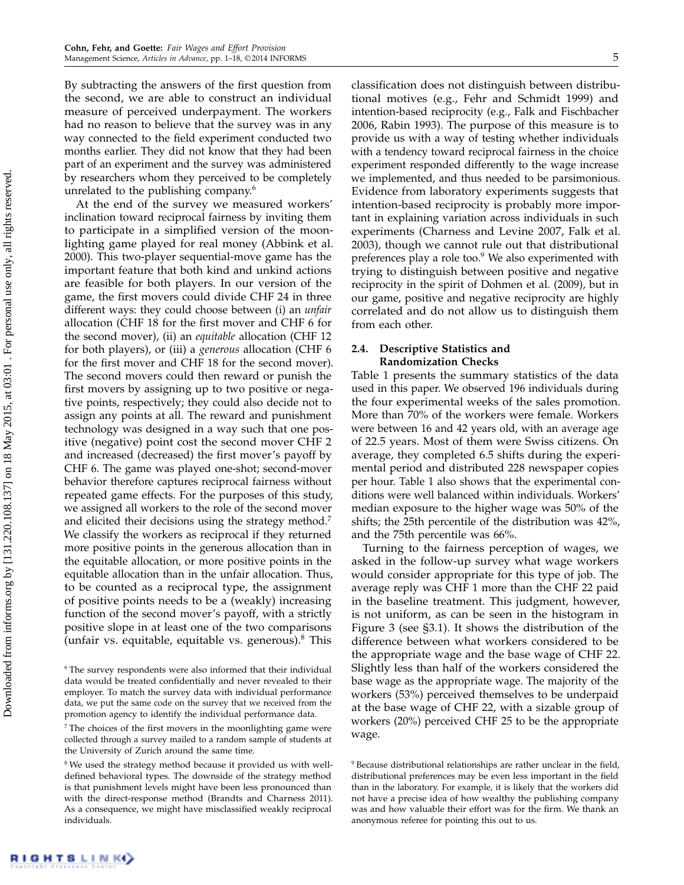By subtracting the answers of the first question from the second, we are able to construct an individual measure of perceived underpayment. The workers had no reason to believe that the survey was in any way connected to the field experiment conducted two months earlier. They did not know that they had been part of an experiment and the survey was administered by researchers whom they perceived to be completely unrelated to the publishing company.[6]

At the end of the survey we measured workers' inclination toward reciprocal fairness by inviting them to participate in a simplified version of the moonlighting game played for real money (Abbink et al. 2000). This two-player sequential-move game has the important feature that both kind and unkind actions are feasible for both players. In our version of the game, the first movers could divide CHF 24 in three different ways: they could choose between (i) an *unfair* allocation (CHF 18 for the first mover and CHF 6 for the second mover), (ii) an *equitable* allocation (CHF 12 for both players), or (iii) a *generous* allocation (CHF 6 for the first mover and CHF 18 for the second mover). The second movers could then reward or punish the first movers by assigning up to two positive or negative points, respectively; they could also decide not to assign any points at all. The reward and punishment technology was designed in a way such that one positive (negative) point cost the second mover CHF 2 and increased (decreased) the first mover's payoff by CHF 6. The game was played one-shot; second-mover behavior therefore captures reciprocal fairness without repeated game effects. For the purposes of this study, we assigned all workers to the role of the second mover and elicited their decisions using the strategy method.[7] We classify the workers as reciprocal if they returned more positive points in the generous allocation than in the equitable allocation, or more positive points in the equitable allocation than in the unfair allocation. Thus, to be counted as a reciprocal type, the assignment of positive points needs to be a (weakly) increasing function of the second mover's payoff, with a strictly positive slope in at least one of the two comparisons (unfair vs. equitable, equitable vs. generous).[8] This classification does not distinguish between distributional motives (e.g., Fehr and Schmidt 1999) and intention-based reciprocity (e.g., Falk and Fischbacher 2006, Rabin 1993). The purpose of this measure is to provide us with a way of testing whether individuals with a tendency toward reciprocal fairness in the choice experiment responded differently to the wage increase we implemented, and thus needed to be parsimonious. Evidence from laboratory experiments suggests that intention-based reciprocity is probably more important in explaining variation across individuals in such experiments (Charness and Levine 2007, Falk et al. 2003), though we cannot rule out that distributional preferences play a role too.[9] We also experimented with trying to distinguish between positive and negative reciprocity in the spirit of Dohmen et al. (2009), but in our game, positive and negative reciprocity are highly correlated and do not allow us to distinguish them from each other.

### 2.4. Descriptive Statistics and Randomization Checks

Table 1 presents the summary statistics of the data used in this paper. We observed 196 individuals during the four experimental weeks of the sales promotion. More than 70% of the workers were female. Workers were between 16 and 42 years old, with an average age of 22.5 years. Most of them were Swiss citizens. On average, they completed 6.5 shifts during the experimental period and distributed 228 newspaper copies per hour. Table 1 also shows that the experimental conditions were well balanced within individuals. Workers' median exposure to the higher wage was 50% of the shifts; the 25th percentile of the distribution was 42%, and the 75th percentile was 66%.

Turning to the fairness perception of wages, we asked in the follow-up survey what wage workers would consider appropriate for this type of job. The average reply was CHF 1 more than the CHF 22 paid in the baseline treatment. This judgment, however, is not uniform, as can be seen in the histogram in Figure 3 (see §3.1). It shows the distribution of the difference between what workers considered to be the appropriate wage and the base wage of CHF 22. Slightly less than half of the workers considered the base wage as the appropriate wage. The majority of the workers (53%) perceived themselves to be underpaid at the base wage of CHF 22, with a sizable group of workers (20%) perceived CHF 25 to be the appropriate wage.

[6] The survey respondents were also informed that their individual data would be treated confidentially and never revealed to their employer. To match the survey data with individual performance data, we put the same code on the survey that we received from the promotion agency to identify the individual performance data.

[7] The choices of the first movers in the moonlighting game were collected through a survey mailed to a random sample of students at the University of Zurich around the same time.

[8] We used the strategy method because it provided us with well-defined behavioral types. The downside of the strategy method is that punishment levels might have been less pronounced than with the direct-response method (Brandts and Charness 2011). As a consequence, we might have misclassified weakly reciprocal individuals.

[9] Because distributional relationships are rather unclear in the field, distributional preferences may be even less important in the field than in the laboratory. For example, it is likely that the workers did not have a precise idea of how wealthy the publishing company was and how valuable their effort was for the firm. We thank an anonymous referee for pointing this out to us.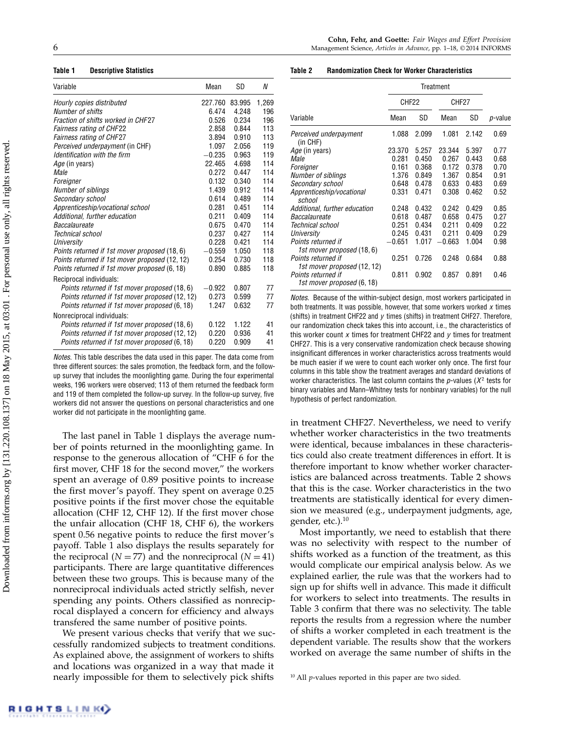**Table 1 Descriptive Statistics**

| Variable | Mean | SD | N |
|---|---|---|---|
| *Hourly copies distributed* | 227.760 | 83.995 | 1,269 |
| *Number of shifts* | 6.474 | 4.248 | 196 |
| *Fraction of shifts worked in CHF27* | 0.526 | 0.234 | 196 |
| *Fairness rating of CHF22* | 2.858 | 0.844 | 113 |
| *Fairness rating of CHF27* | 3.894 | 0.910 | 113 |
| *Perceived underpayment* (in CHF) | 1.097 | 2.056 | 119 |
| *Identification with the firm* | −0.235 | 0.963 | 119 |
| *Age* (in years) | 22.465 | 4.698 | 114 |
| *Male* | 0.272 | 0.447 | 114 |
| *Foreigner* | 0.132 | 0.340 | 114 |
| *Number of siblings* | 1.439 | 0.912 | 114 |
| *Secondary school* | 0.614 | 0.489 | 114 |
| *Apprenticeship/vocational school* | 0.281 | 0.451 | 114 |
| *Additional, further education* | 0.211 | 0.409 | 114 |
| *Baccalaureate* | 0.675 | 0.470 | 114 |
| *Technical school* | 0.237 | 0.427 | 114 |
| *University* | 0.228 | 0.421 | 114 |
| *Points returned if 1st mover proposed (18, 6)* | −0.559 | 1.050 | 118 |
| *Points returned if 1st mover proposed (12, 12)* | 0.254 | 0.730 | 118 |
| *Points returned if 1st mover proposed (6, 18)* | 0.890 | 0.885 | 118 |
| Reciprocal individuals: | | | |
| *Points returned if 1st mover proposed (18, 6)* | −0.922 | 0.807 | 77 |
| *Points returned if 1st mover proposed (12, 12)* | 0.273 | 0.599 | 77 |
| *Points returned if 1st mover proposed (6, 18)* | 1.247 | 0.632 | 77 |
| Nonreciprocal individuals: | | | |
| *Points returned if 1st mover proposed (18, 6)* | 0.122 | 1.122 | 41 |
| *Points returned if 1st mover proposed (12, 12)* | 0.220 | 0.936 | 41 |
| *Points returned if 1st mover proposed (6, 18)* | 0.220 | 0.909 | 41 |

*Notes.* This table describes the data used in this paper. The data come from three different sources: the sales promotion, the feedback form, and the follow-up survey that includes the moonlighting game. During the four experimental weeks, 196 workers were observed; 113 of them returned the feedback form and 119 of them completed the follow-up survey. In the follow-up survey, five workers did not answer the questions on personal characteristics and one worker did not participate in the moonlighting game.

The last panel in Table 1 displays the average number of points returned in the moonlighting game. In response to the generous allocation of "CHF 6 for the first mover, CHF 18 for the second mover," the workers spent an average of 0.89 positive points to increase the first mover's payoff. They spent on average 0.25 positive points if the first mover chose the equitable allocation (CHF 12, CHF 12). If the first mover chose the unfair allocation (CHF 18, CHF 6), the workers spent 0.56 negative points to reduce the first mover's payoff. Table 1 also displays the results separately for the reciprocal ($N = 77$) and the nonreciprocal ($N = 41$) participants. There are large quantitative differences between these two groups. This is because many of the nonreciprocal individuals acted strictly selfish, never spending any points. Others classified as nonreciprocal displayed a concern for efficiency and always transfered the same number of positive points.

We present various checks that verify that we successfully randomized subjects to treatment conditions. As explained above, the assignment of workers to shifts and locations was organized in a way that made it nearly impossible for them to selectively pick shifts

**Table 2 Randomization Check for Worker Characteristics**

| | Treatment | | | | |
|---|---|---|---|---|---|
| | CHF22 | | CHF27 | | |
| Variable | Mean | SD | Mean | SD | *p*-value |
| *Perceived underpayment* (in CHF) | 1.088 | 2.099 | 1.081 | 2.142 | 0.69 |
| *Age* (in years) | 23.370 | 5.257 | 23.344 | 5.397 | 0.77 |
| *Male* | 0.281 | 0.450 | 0.267 | 0.443 | 0.68 |
| *Foreigner* | 0.161 | 0.368 | 0.172 | 0.378 | 0.70 |
| *Number of siblings* | 1.376 | 0.849 | 1.367 | 0.854 | 0.91 |
| *Secondary school* | 0.648 | 0.478 | 0.633 | 0.483 | 0.69 |
| *Apprenticeship/vocational school* | 0.331 | 0.471 | 0.308 | 0.462 | 0.52 |
| *Additional, further education* | 0.248 | 0.432 | 0.242 | 0.429 | 0.85 |
| *Baccalaureate* | 0.618 | 0.487 | 0.658 | 0.475 | 0.27 |
| *Technical school* | 0.251 | 0.434 | 0.211 | 0.409 | 0.22 |
| *University* | 0.245 | 0.431 | 0.211 | 0.409 | 0.29 |
| *Points returned if 1st mover proposed (18, 6)* | −0.651 | 1.017 | −0.663 | 1.004 | 0.98 |
| *Points returned if 1st mover proposed (12, 12)* | 0.251 | 0.726 | 0.248 | 0.684 | 0.88 |
| *Points returned if 1st mover proposed (6, 18)* | 0.811 | 0.902 | 0.857 | 0.891 | 0.46 |

*Notes.* Because of the within-subject design, most workers participated in both treatments. It was possible, however, that some workers worked $x$ times (shifts) in treatment CHF22 and $y$ times (shifts) in treatment CHF27. Therefore, our randomization check takes this into account, i.e., the characteristics of this worker count $x$ times for treatment CHF22 and $y$ times for treatment CHF27. This is a very conservative randomization check because showing insignificant differences in worker characteristics across treatments would be much easier if we were to count each worker only once. The first four columns in this table show the treatment averages and standard deviations of worker characteristics. The last column contains the *p*-values ($X^2$ tests for binary variables and Mann–Whitney tests for nonbinary variables) for the null hypothesis of perfect randomization.

in treatment CHF27. Nevertheless, we need to verify whether worker characteristics in the two treatments were identical, because imbalances in these characteristics could also create treatment differences in effort. It is therefore important to know whether worker characteristics are balanced across treatments. Table 2 shows that this is the case. Worker characteristics in the two treatments are statistically identical for every dimension we measured (e.g., underpayment judgments, age, gender, etc.).[10]

Most importantly, we need to establish that there was no selectivity with respect to the number of shifts worked as a function of the treatment, as this would complicate our empirical analysis below. As we explained earlier, the rule was that the workers had to sign up for shifts well in advance. This made it difficult for workers to select into treatments. The results in Table 3 confirm that there was no selectivity. The table reports the results from a regression where the number of shifts a worker completed in each treatment is the dependent variable. The results show that the workers worked on average the same number of shifts in the

[10] All *p*-values reported in this paper are two sided.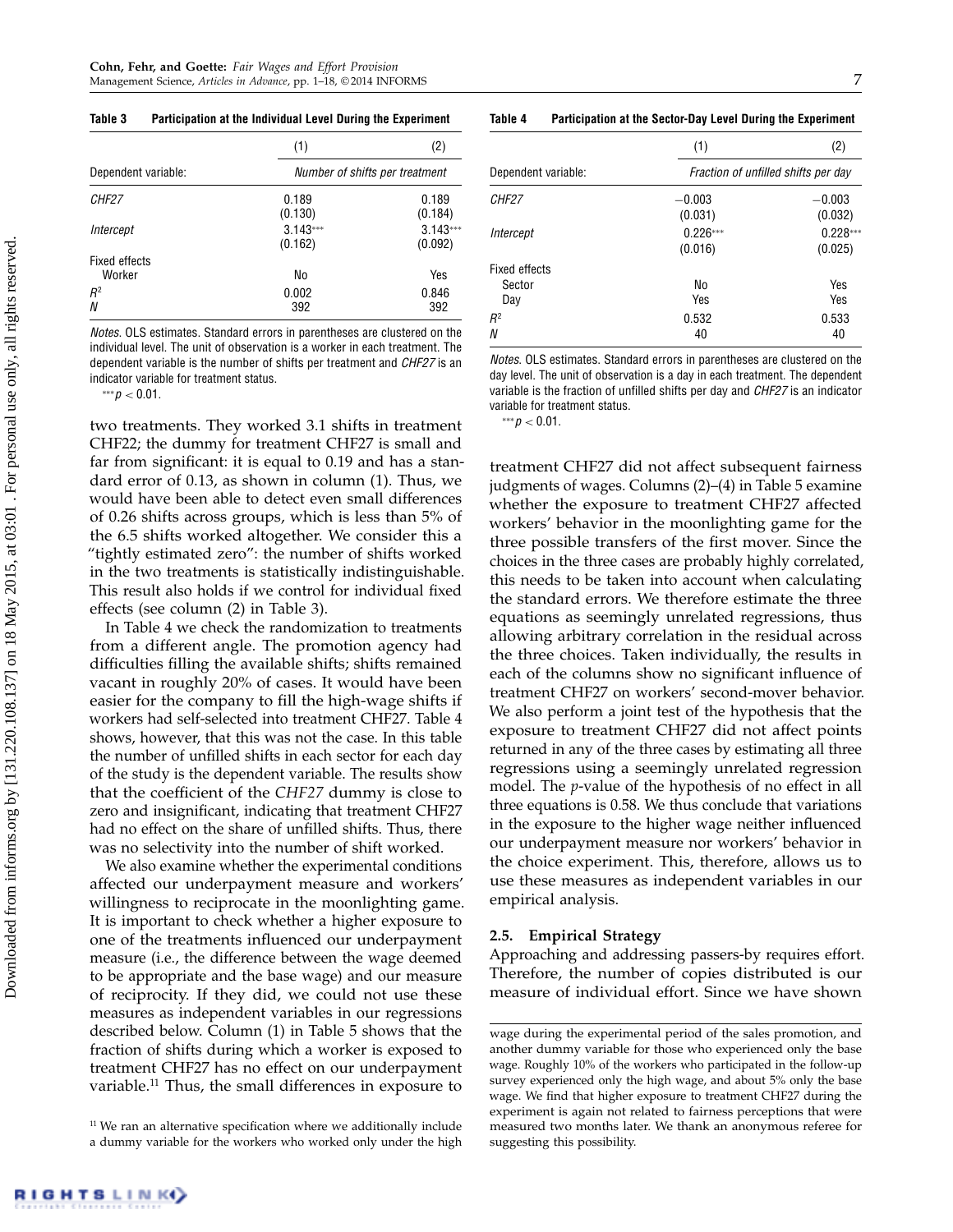**Table 3 Participation at the Individual Level During the Experiment**

| | (1) | (2) |
|---|---|---|
| Dependent variable: | *Number of shifts per treatment* | |
| *CHF27* | 0.189 | 0.189 |
| | (0.130) | (0.184) |
| *Intercept* | 3.143*** | 3.143*** |
| | (0.162) | (0.092) |
| Fixed effects | | |
| Worker | No | Yes |
| $R^2$ | 0.002 | 0.846 |
| $N$ | 392 | 392 |

*Notes.* OLS estimates. Standard errors in parentheses are clustered on the individual level. The unit of observation is a worker in each treatment. The dependent variable is the number of shifts per treatment and *CHF27* is an indicator variable for treatment status.

*** $p < 0.01$.

**Table 4 Participation at the Sector-Day Level During the Experiment**

| | (1) | (2) |
|---|---|---|
| Dependent variable: | *Fraction of unfilled shifts per day* | |
| *CHF27* | −0.003 | −0.003 |
| | (0.031) | (0.032) |
| *Intercept* | 0.226*** | 0.228*** |
| | (0.016) | (0.025) |
| Fixed effects | | |
| Sector | No | Yes |
| Day | Yes | Yes |
| $R^2$ | 0.532 | 0.533 |
| $N$ | 40 | 40 |

*Notes.* OLS estimates. Standard errors in parentheses are clustered on the day level. The unit of observation is a day in each treatment. The dependent variable is the fraction of unfilled shifts per day and *CHF27* is an indicator variable for treatment status.

*** $p < 0.01$.

two treatments. They worked 3.1 shifts in treatment CHF22; the dummy for treatment CHF27 is small and far from significant: it is equal to 0.19 and has a standard error of 0.13, as shown in column (1). Thus, we would have been able to detect even small differences of 0.26 shifts across groups, which is less than 5% of the 6.5 shifts worked altogether. We consider this a "tightly estimated zero": the number of shifts worked in the two treatments is statistically indistinguishable. This result also holds if we control for individual fixed effects (see column (2) in Table 3).

In Table 4 we check the randomization to treatments from a different angle. The promotion agency had difficulties filling the available shifts; shifts remained vacant in roughly 20% of cases. It would have been easier for the company to fill the high-wage shifts if workers had self-selected into treatment CHF27. Table 4 shows, however, that this was not the case. In this table the number of unfilled shifts in each sector for each day of the study is the dependent variable. The results show that the coefficient of the *CHF27* dummy is close to zero and insignificant, indicating that treatment CHF27 had no effect on the share of unfilled shifts. Thus, there was no selectivity into the number of shift worked.

We also examine whether the experimental conditions affected our underpayment measure and workers' willingness to reciprocate in the moonlighting game. It is important to check whether a higher exposure to one of the treatments influenced our underpayment measure (i.e., the difference between the wage deemed to be appropriate and the base wage) and our measure of reciprocity. If they did, we could not use these measures as independent variables in our regressions described below. Column (1) in Table 5 shows that the fraction of shifts during which a worker is exposed to treatment CHF27 has no effect on our underpayment variable.[11] Thus, the small differences in exposure to treatment CHF27 did not affect subsequent fairness judgments of wages. Columns (2)–(4) in Table 5 examine whether the exposure to treatment CHF27 affected workers' behavior in the moonlighting game for the three possible transfers of the first mover. Since the choices in the three cases are probably highly correlated, this needs to be taken into account when calculating the standard errors. We therefore estimate the three equations as seemingly unrelated regressions, thus allowing arbitrary correlation in the residual across the three choices. Taken individually, the results in each of the columns show no significant influence of treatment CHF27 on workers' second-mover behavior. We also perform a joint test of the hypothesis that the exposure to treatment CHF27 did not affect points returned in any of the three cases by estimating all three regressions using a seemingly unrelated regression model. The $p$-value of the hypothesis of no effect in all three equations is 0.58. We thus conclude that variations in the exposure to the higher wage neither influenced our underpayment measure nor workers' behavior in the choice experiment. This, therefore, allows us to use these measures as independent variables in our empirical analysis.

### 2.5. Empirical Strategy

Approaching and addressing passers-by requires effort. Therefore, the number of copies distributed is our measure of individual effort. Since we have shown

[11] We ran an alternative specification where we additionally include a dummy variable for the workers who worked only under the high wage during the experimental period of the sales promotion, and another dummy variable for those who experienced only the base wage. Roughly 10% of the workers who participated in the follow-up survey experienced only the high wage, and about 5% only the base wage. We find that higher exposure to treatment CHF27 during the experiment is again not related to fairness perceptions that were measured two months later. We thank an anonymous referee for suggesting this possibility.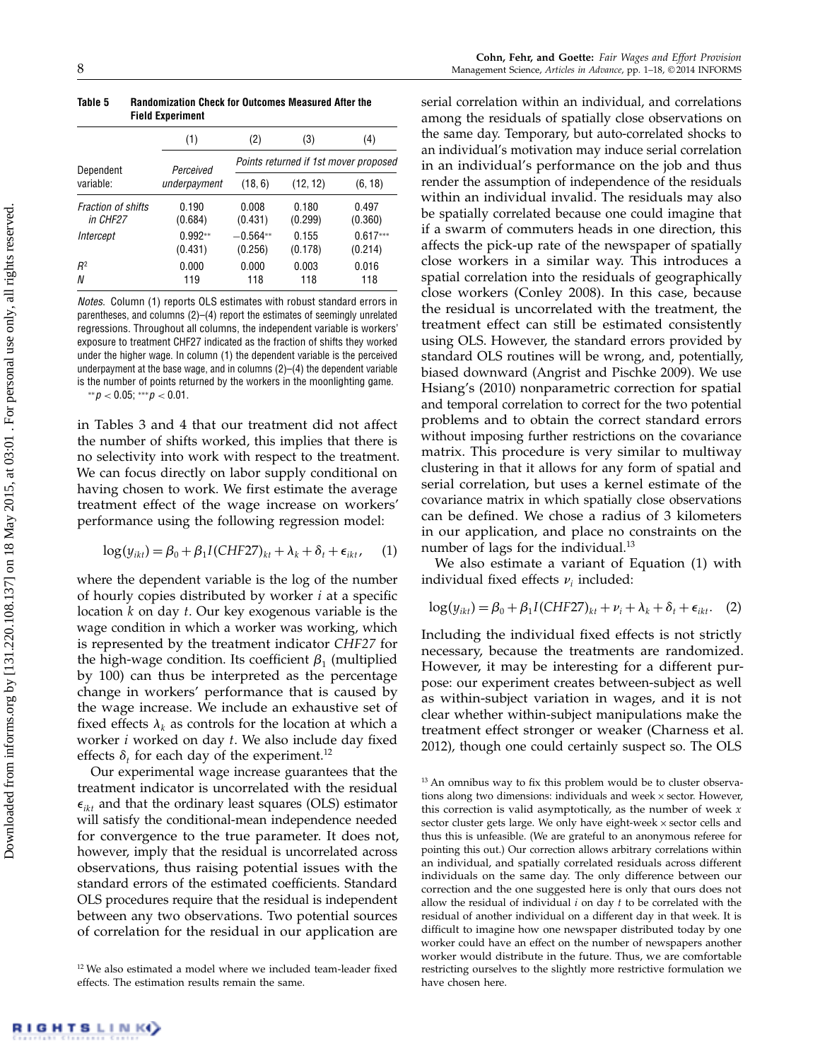**Table 5 Randomization Check for Outcomes Measured After the Field Experiment**

| | (1) | (2) | (3) | (4) |
|---|---|---|---|---|
| Dependent variable: | Perceived underpayment | Points returned if 1st mover proposed | | |
| | | (18, 6) | (12, 12) | (6, 18) |
| *Fraction of shifts in CHF27* | 0.190 (0.684) | 0.008 (0.431) | 0.180 (0.299) | 0.497 (0.360) |
| *Intercept* | 0.992** (0.431) | −0.564** (0.256) | 0.155 (0.178) | 0.617*** (0.214) |
| $R^2$ | 0.000 | 0.000 | 0.003 | 0.016 |
| $N$ | 119 | 118 | 118 | 118 |

*Notes.* Column (1) reports OLS estimates with robust standard errors in parentheses, and columns (2)–(4) report the estimates of seemingly unrelated regressions. Throughout all columns, the independent variable is workers' exposure to treatment CHF27 indicated as the fraction of shifts they worked under the higher wage. In column (1) the dependent variable is the perceived underpayment at the base wage, and in columns (2)–(4) the dependent variable is the number of points returned by the workers in the moonlighting game.
$^{**}p < 0.05$; $^{***}p < 0.01$.

in Tables 3 and 4 that our treatment did not affect the number of shifts worked, this implies that there is no selectivity into work with respect to the treatment. We can focus directly on labor supply conditional on having chosen to work. We first estimate the average treatment effect of the wage increase on workers' performance using the following regression model:

$$\log(y_{ikt}) = \beta_0 + \beta_1 I(CHF27)_{kt} + \lambda_k + \delta_t + \epsilon_{ikt}, \quad (1)$$

where the dependent variable is the log of the number of hourly copies distributed by worker $i$ at a specific location $k$ on day $t$. Our key exogenous variable is the wage condition in which a worker was working, which is represented by the treatment indicator *CHF27* for the high-wage condition. Its coefficient $\beta_1$ (multiplied by 100) can thus be interpreted as the percentage change in workers' performance that is caused by the wage increase. We include an exhaustive set of fixed effects $\lambda_k$ as controls for the location at which a worker $i$ worked on day $t$. We also include day fixed effects $\delta_t$ for each day of the experiment.[12]

Our experimental wage increase guarantees that the treatment indicator is uncorrelated with the residual $\epsilon_{ikt}$ and that the ordinary least squares (OLS) estimator will satisfy the conditional-mean independence needed for convergence to the true parameter. It does not, however, imply that the residual is uncorrelated across observations, thus raising potential issues with the standard errors of the estimated coefficients. Standard OLS procedures require that the residual is independent between any two observations. Two potential sources of correlation for the residual in our application are serial correlation within an individual, and correlations among the residuals of spatially close observations on the same day. Temporary, but auto-correlated shocks to an individual's motivation may induce serial correlation in an individual's performance on the job and thus render the assumption of independence of the residuals within an individual invalid. The residuals may also be spatially correlated because one could imagine that if a swarm of commuters heads in one direction, this affects the pick-up rate of the newspaper of spatially close workers in a similar way. This introduces a spatial correlation into the residuals of geographically close workers (Conley 2008). In this case, because the residual is uncorrelated with the treatment, the treatment effect can still be estimated consistently using OLS. However, the standard errors provided by standard OLS routines will be wrong, and, potentially, biased downward (Angrist and Pischke 2009). We use Hsiang's (2010) nonparametric correction for spatial and temporal correlation to correct for the two potential problems and to obtain the correct standard errors without imposing further restrictions on the covariance matrix. This procedure is very similar to multiway clustering in that it allows for any form of spatial and serial correlation, but uses a kernel estimate of the covariance matrix in which spatially close observations can be defined. We chose a radius of 3 kilometers in our application, and place no constraints on the number of lags for the individual.[13]

We also estimate a variant of Equation (1) with individual fixed effects $\nu_i$ included:

$$\log(y_{ikt}) = \beta_0 + \beta_1 I(CHF27)_{kt} + \nu_i + \lambda_k + \delta_t + \epsilon_{ikt}. \quad (2)$$

Including the individual fixed effects is not strictly necessary, because the treatments are randomized. However, it may be interesting for a different purpose: our experiment creates between-subject as well as within-subject variation in wages, and it is not clear whether within-subject manipulations make the treatment effect stronger or weaker (Charness et al. 2012), though one could certainly suspect so. The OLS

[12] We also estimated a model where we included team-leader fixed effects. The estimation results remain the same.

[13] An omnibus way to fix this problem would be to cluster observations along two dimensions: individuals and week × sector. However, this correction is valid asymptotically, as the number of week x sector cluster gets large. We only have eight-week × sector cells and thus this is unfeasible. (We are grateful to an anonymous referee for pointing this out.) Our correction allows arbitrary correlations within an individual, and spatially correlated residuals across different individuals on the same day. The only difference between our correction and the one suggested here is only that ours does not allow the residual of individual $i$ on day $t$ to be correlated with the residual of another individual on a different day in that week. It is difficult to imagine how one newspaper distributed today by one worker could have an effect on the number of newspapers another worker would distribute in the future. Thus, we are comfortable restricting ourselves to the slightly more restrictive formulation we have chosen here.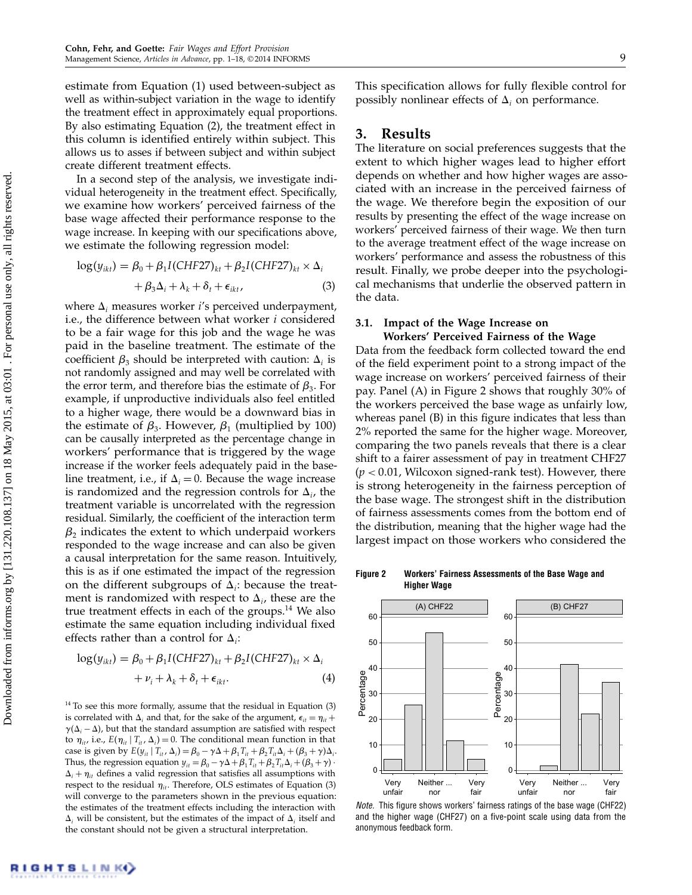estimate from Equation (1) used between-subject as well as within-subject variation in the wage to identify the treatment effect in approximately equal proportions. By also estimating Equation (2), the treatment effect in this column is identified entirely within subject. This allows us to asses if between subject and within subject create different treatment effects.

In a second step of the analysis, we investigate individual heterogeneity in the treatment effect. Specifically, we examine how workers' perceived fairness of the base wage affected their performance response to the wage increase. In keeping with our specifications above, we estimate the following regression model:

$$\log(y_{ikt}) = \beta_0 + \beta_1 I(CHF27)_{kt} + \beta_2 I(CHF27)_{kt} \times \Delta_i + \beta_3 \Delta_i + \lambda_k + \delta_t + \epsilon_{ikt}, \quad (3)$$

where $\Delta_i$ measures worker $i$'s perceived underpayment, i.e., the difference between what worker $i$ considered to be a fair wage for this job and the wage he was paid in the baseline treatment. The estimate of the coefficient $\beta_3$ should be interpreted with caution: $\Delta_i$ is not randomly assigned and may well be correlated with the error term, and therefore bias the estimate of $\beta_3$. For example, if unproductive individuals also feel entitled to a higher wage, there would be a downward bias in the estimate of $\beta_3$. However, $\beta_1$ (multiplied by 100) can be causally interpreted as the percentage change in workers' performance that is triggered by the wage increase if the worker feels adequately paid in the baseline treatment, i.e., if $\Delta_i = 0$. Because the wage increase is randomized and the regression controls for $\Delta_i$, the treatment variable is uncorrelated with the regression residual. Similarly, the coefficient of the interaction term $\beta_2$ indicates the extent to which underpaid workers responded to the wage increase and can also be given a causal interpretation for the same reason. Intuitively, this is as if one estimated the impact of the regression on the different subgroups of $\Delta_i$: because the treatment is randomized with respect to $\Delta_i$, these are the true treatment effects in each of the groups.[14] We also estimate the same equation including individual fixed effects rather than a control for $\Delta_i$:

$$\log(y_{ikt}) = \beta_0 + \beta_1 I(CHF27)_{kt} + \beta_2 I(CHF27)_{kt} \times \Delta_i + \nu_i + \lambda_k + \delta_t + \epsilon_{ikt}. \quad (4)$$

[14] To see this more formally, assume that the residual in Equation (3) is correlated with $\Delta_i$ and that, for the sake of the argument, $\epsilon_{it} = \eta_{it} + \gamma(\Delta_i - \Delta)$, but that the standard assumption are satisfied with respect to $\eta_{it}$, i.e., $E(\eta_{it} \mid T_{it}, \Delta_i) = 0$. The conditional mean function in that case is given by $E(y_{it} \mid T_{it}, \Delta_i) = \beta_0 - \gamma\Delta + \beta_1 T_{it} + \beta_2 T_{it}\Delta_i + (\beta_3 + \gamma)\Delta_i$. Thus, the regression equation $y_{it} = \beta_0 - \gamma\Delta + \beta_1 T_{it} + \beta_2 T_{it}\Delta_i + (\beta_3 + \gamma) \cdot \Delta_i + \eta_{it}$ defines a valid regression that satisfies all assumptions with respect to the residual $\eta_{it}$. Therefore, OLS estimates of Equation (3) will converge to the parameters shown in the previous equation: the estimates of the treatment effects including the interaction with $\Delta_i$ will be consistent, but the estimates of the impact of $\Delta_i$ itself and the constant should not be given a structural interpretation.

This specification allows for fully flexible control for possibly nonlinear effects of $\Delta_i$ on performance.

## 3. Results

The literature on social preferences suggests that the extent to which higher wages lead to higher effort depends on whether and how higher wages are associated with an increase in the perceived fairness of the wage. We therefore begin the exposition of our results by presenting the effect of the wage increase on workers' perceived fairness of their wage. We then turn to the average treatment effect of the wage increase on workers' performance and assess the robustness of this result. Finally, we probe deeper into the psychological mechanisms that underlie the observed pattern in the data.

### 3.1. Impact of the Wage Increase on Workers' Perceived Fairness of the Wage

Data from the feedback form collected toward the end of the field experiment point to a strong impact of the wage increase on workers' perceived fairness of their pay. Panel (A) in Figure 2 shows that roughly 30% of the workers perceived the base wage as unfairly low, whereas panel (B) in this figure indicates that less than 2% reported the same for the higher wage. Moreover, comparing the two panels reveals that there is a clear shift to a fairer assessment of pay in treatment CHF27 ($p < 0.01$, Wilcoxon signed-rank test). However, there is strong heterogeneity in the fairness perception of the base wage. The strongest shift in the distribution of fairness assessments comes from the bottom end of the distribution, meaning that the higher wage had the largest impact on those workers who considered the

**Figure 2** Workers' Fairness Assessments of the Base Wage and Higher Wage

(A) CHF22

(B) CHF27

Percentage

0
10
20
30
40
50
60

Very unfair
Neither ... nor
Very fair

*Note.* This figure shows workers' fairness ratings of the base wage (CHF22) and the higher wage (CHF27) on a five-point scale using data from the anonymous feedback form.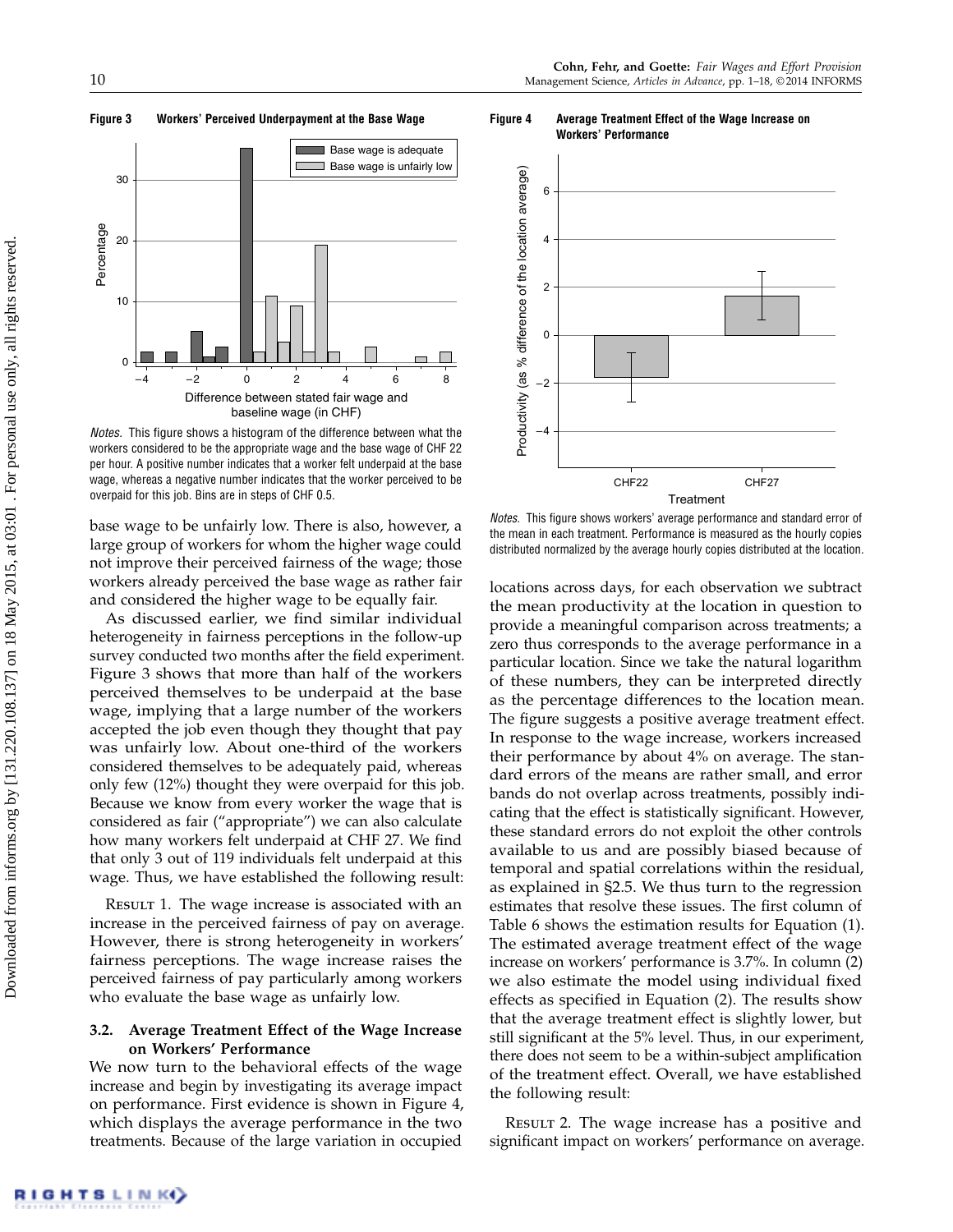**Figure 3** Workers' Perceived Underpayment at the Base Wage

Base wage is adequate
Base wage is unfairly low

Percentage

0
10
20
30

−4
−2
0
2
4
6
8

Difference between stated fair wage and baseline wage (in CHF)

*Notes.* This figure shows a histogram of the difference between what the workers considered to be the appropriate wage and the base wage of CHF 22 per hour. A positive number indicates that a worker felt underpaid at the base wage, whereas a negative number indicates that the worker perceived to be overpaid for this job. Bins are in steps of CHF 0.5.

**Figure 4** Average Treatment Effect of the Wage Increase on Workers' Performance

Productivity (as % difference of the location average)

−4
−2
0
2
4
6

CHF22
CHF27

Treatment

*Notes.* This figure shows workers' average performance and standard error of the mean in each treatment. Performance is measured as the hourly copies distributed normalized by the average hourly copies distributed at the location.

base wage to be unfairly low. There is also, however, a large group of workers for whom the higher wage could not improve their perceived fairness of the wage; those workers already perceived the base wage as rather fair and considered the higher wage to be equally fair.

As discussed earlier, we find similar individual heterogeneity in fairness perceptions in the follow-up survey conducted two months after the field experiment. Figure 3 shows that more than half of the workers perceived themselves to be underpaid at the base wage, implying that a large number of the workers accepted the job even though they thought that pay was unfairly low. About one-third of the workers considered themselves to be adequately paid, whereas only few (12%) thought they were overpaid for this job. Because we know from every worker the wage that is considered as fair ("appropriate") we can also calculate how many workers felt underpaid at CHF 27. We find that only 3 out of 119 individuals felt underpaid at this wage. Thus, we have established the following result:

Result 1. The wage increase is associated with an increase in the perceived fairness of pay on average. However, there is strong heterogeneity in workers' fairness perceptions. The wage increase raises the perceived fairness of pay particularly among workers who evaluate the base wage as unfairly low.

### 3.2. Average Treatment Effect of the Wage Increase on Workers' Performance

We now turn to the behavioral effects of the wage increase and begin by investigating its average impact on performance. First evidence is shown in Figure 4, which displays the average performance in the two treatments. Because of the large variation in occupied locations across days, for each observation we subtract the mean productivity at the location in question to provide a meaningful comparison across treatments; a zero thus corresponds to the average performance in a particular location. Since we take the natural logarithm of these numbers, they can be interpreted directly as the percentage differences to the location mean. The figure suggests a positive average treatment effect. In response to the wage increase, workers increased their performance by about 4% on average. The standard errors of the means are rather small, and error bands do not overlap across treatments, possibly indicating that the effect is statistically significant. However, these standard errors do not exploit the other controls available to us and are possibly biased because of temporal and spatial correlations within the residual, as explained in §2.5. We thus turn to the regression estimates that resolve these issues. The first column of Table 6 shows the estimation results for Equation (1). The estimated average treatment effect of the wage increase on workers' performance is 3.7%. In column (2) we also estimate the model using individual fixed effects as specified in Equation (2). The results show that the average treatment effect is slightly lower, but still significant at the 5% level. Thus, in our experiment, there does not seem to be a within-subject amplification of the treatment effect. Overall, we have established the following result:

Result 2. The wage increase has a positive and significant impact on workers' performance on average.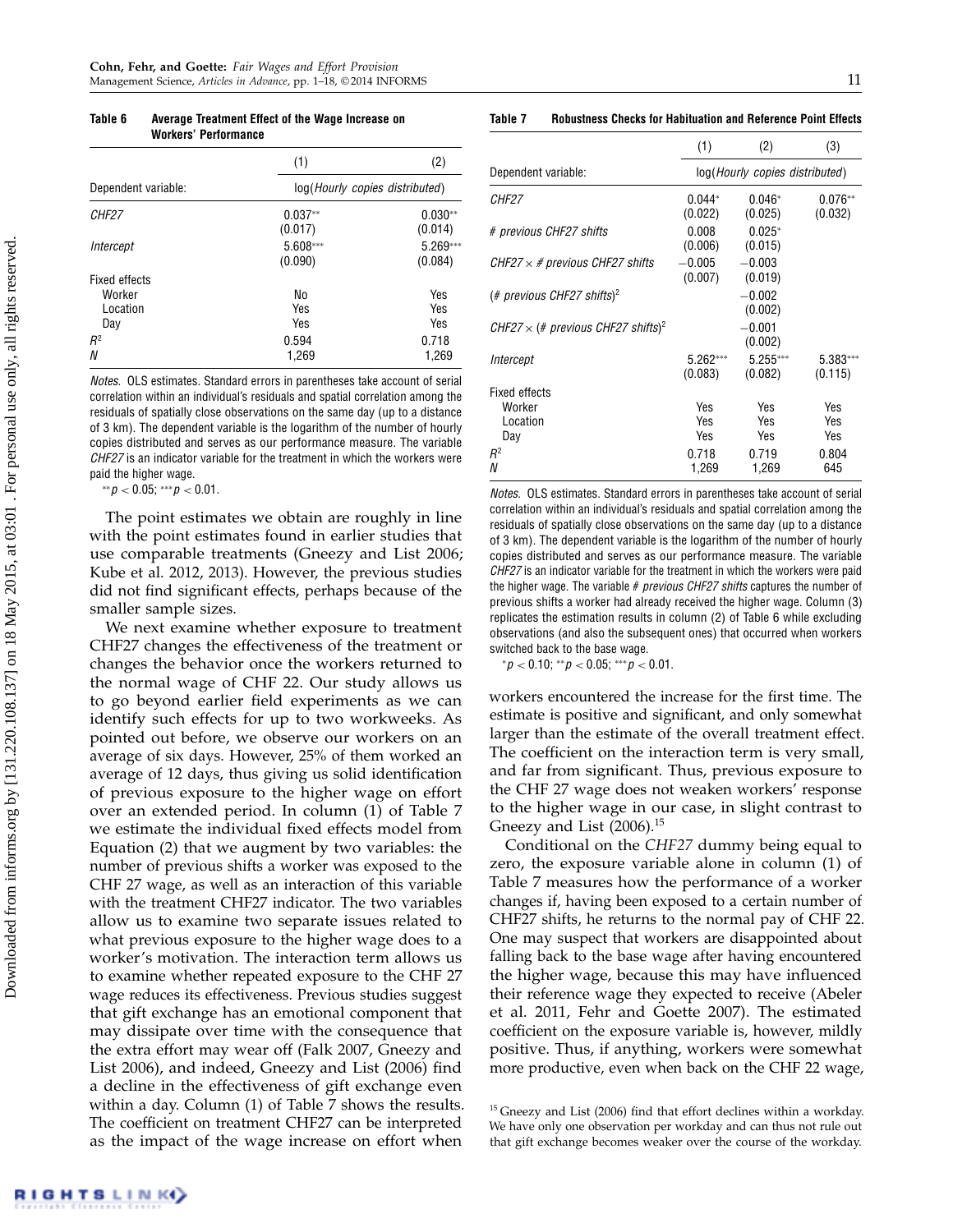**Table 6 Average Treatment Effect of the Wage Increase on Workers' Performance**

| | (1) | (2) |
|---|---|---|
| Dependent variable: | log(*Hourly copies distributed*) | |
| *CHF27* | 0.037** | 0.030** |
| | (0.017) | (0.014) |
| *Intercept* | 5.608*** | 5.269*** |
| | (0.090) | (0.084) |
| Fixed effects | | |
| Worker | No | Yes |
| Location | Yes | Yes |
| Day | Yes | Yes |
| $R^2$ | 0.594 | 0.718 |
| $N$ | 1,269 | 1,269 |

*Notes.* OLS estimates. Standard errors in parentheses take account of serial correlation within an individual's residuals and spatial correlation among the residuals of spatially close observations on the same day (up to a distance of 3 km). The dependent variable is the logarithm of the number of hourly copies distributed and serves as our performance measure. The variable *CHF27* is an indicator variable for the treatment in which the workers were paid the higher wage.

$^{**}p < 0.05$; $^{***}p < 0.01$.

The point estimates we obtain are roughly in line with the point estimates found in earlier studies that use comparable treatments (Gneezy and List 2006; Kube et al. 2012, 2013). However, the previous studies did not find significant effects, perhaps because of the smaller sample sizes.

We next examine whether exposure to treatment CHF27 changes the effectiveness of the treatment or changes the behavior once the workers returned to the normal wage of CHF 22. Our study allows us to go beyond earlier field experiments as we can identify such effects for up to two workweeks. As pointed out before, we observe our workers on an average of six days. However, 25% of them worked an average of 12 days, thus giving us solid identification of previous exposure to the higher wage on effort over an extended period. In column (1) of Table 7 we estimate the individual fixed effects model from Equation (2) that we augment by two variables: the number of previous shifts a worker was exposed to the CHF 27 wage, as well as an interaction of this variable with the treatment CHF27 indicator. The two variables allow us to examine two separate issues related to what previous exposure to the higher wage does to a worker's motivation. The interaction term allows us to examine whether repeated exposure to the CHF 27 wage reduces its effectiveness. Previous studies suggest that gift exchange has an emotional component that may dissipate over time with the consequence that the extra effort may wear off (Falk 2007, Gneezy and List 2006), and indeed, Gneezy and List (2006) find a decline in the effectiveness of gift exchange even within a day. Column (1) of Table 7 shows the results. The coefficient on treatment CHF27 can be interpreted as the impact of the wage increase on effort when workers encountered the increase for the first time. The estimate is positive and significant, and only somewhat larger than the estimate of the overall treatment effect. The coefficient on the interaction term is very small, and far from significant. Thus, previous exposure to the CHF 27 wage does not weaken workers' response to the higher wage in our case, in slight contrast to Gneezy and List (2006).[15]

**Table 7 Robustness Checks for Habituation and Reference Point Effects**

| | (1) | (2) | (3) |
|---|---|---|---|
| Dependent variable: | log(*Hourly copies distributed*) | | |
| *CHF27* | 0.044* | 0.046* | 0.076** |
| | (0.022) | (0.025) | (0.032) |
| *# previous CHF27 shifts* | 0.008 | 0.025* | |
| | (0.006) | (0.015) | |
| *CHF27 × # previous CHF27 shifts* | −0.005 | −0.003 | |
| | (0.007) | (0.019) | |
| *(# previous CHF27 shifts)*$^2$ | | −0.002 | |
| | | (0.002) | |
| *CHF27 × (# previous CHF27 shifts)*$^2$ | | −0.001 | |
| | | (0.002) | |
| *Intercept* | 5.262*** | 5.255*** | 5.383*** |
| | (0.083) | (0.082) | (0.115) |
| Fixed effects | | | |
| Worker | Yes | Yes | Yes |
| Location | Yes | Yes | Yes |
| Day | Yes | Yes | Yes |
| $R^2$ | 0.718 | 0.719 | 0.804 |
| $N$ | 1,269 | 1,269 | 645 |

*Notes.* OLS estimates. Standard errors in parentheses take account of serial correlation within an individual's residuals and spatial correlation among the residuals of spatially close observations on the same day (up to a distance of 3 km). The dependent variable is the logarithm of the number of hourly copies distributed and serves as our performance measure. The variable *CHF27* is an indicator variable for the treatment in which the workers were paid the higher wage. The variable *# previous CHF27 shifts* captures the number of previous shifts a worker had already received the higher wage. Column (3) replicates the estimation results in column (2) of Table 6 while excluding observations (and also the subsequent ones) that occurred when workers switched back to the base wage.

$^{*}p < 0.10$; $^{**}p < 0.05$; $^{***}p < 0.01$.

Conditional on the *CHF27* dummy being equal to zero, the exposure variable alone in column (1) of Table 7 measures how the performance of a worker changes if, having been exposed to a certain number of CHF27 shifts, he returns to the normal pay of CHF 22. One may suspect that workers are disappointed about falling back to the base wage after having encountered the higher wage, because this may have influenced their reference wage they expected to receive (Abeler et al. 2011, Fehr and Goette 2007). The estimated coefficient on the exposure variable is, however, mildly positive. Thus, if anything, workers were somewhat more productive, even when back on the CHF 22 wage,

[15] Gneezy and List (2006) find that effort declines within a workday. We have only one observation per workday and can thus not rule out that gift exchange becomes weaker over the course of the workday.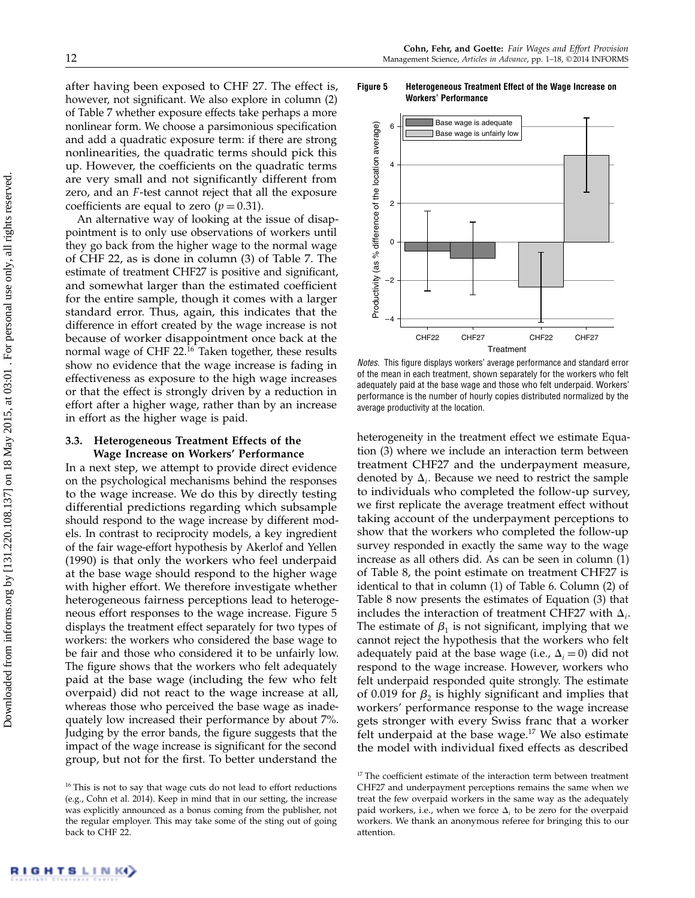after having been exposed to CHF 27. The effect is, however, not significant. We also explore in column (2) of Table 7 whether exposure effects take perhaps a more nonlinear form. We choose a parsimonious specification and add a quadratic exposure term: if there are strong nonlinearities, the quadratic terms should pick this up. However, the coefficients on the quadratic terms are very small and not significantly different from zero, and an $F$-test cannot reject that all the exposure coefficients are equal to zero ($p = 0.31$).

An alternative way of looking at the issue of disappointment is to only use observations of workers until they go back from the higher wage to the normal wage of CHF 22, as is done in column (3) of Table 7. The estimate of treatment CHF27 is positive and significant, and somewhat larger than the estimated coefficient for the entire sample, though it comes with a larger standard error. Thus, again, this indicates that the difference in effort created by the wage increase is not because of worker disappointment once back at the normal wage of CHF 22.[16] Taken together, these results show no evidence that the wage increase is fading in effectiveness as exposure to the high wage increases or that the effect is strongly driven by a reduction in effort after a higher wage, rather than by an increase in effort as the higher wage is paid.

### 3.3. Heterogeneous Treatment Effects of the Wage Increase on Workers' Performance

In a next step, we attempt to provide direct evidence on the psychological mechanisms behind the responses to the wage increase. We do this by directly testing differential predictions regarding which subsample should respond to the wage increase by different models. In contrast to reciprocity models, a key ingredient of the fair wage-effort hypothesis by Akerlof and Yellen (1990) is that only the workers who feel underpaid at the base wage should respond to the higher wage with higher effort. We therefore investigate whether heterogeneous fairness perceptions lead to heterogeneous effort responses to the wage increase. Figure 5 displays the treatment effect separately for two types of workers: the workers who considered the base wage to be fair and those who considered it to be unfairly low. The figure shows that the workers who felt adequately paid at the base wage (including the few who felt overpaid) did not react to the wage increase at all, whereas those who perceived the base wage as inadequately low increased their performance by about 7%. Judging by the error bands, the figure suggests that the impact of the wage increase is significant for the second group, but not for the first. To better understand the

**Figure 5** Heterogeneous Treatment Effect of the Wage Increase on Workers' Performance

Base wage is adequate
Base wage is unfairly low

Productivity (as % difference of the location average)

6
4
2
0
−2
−4

CHF22 CHF27 CHF22 CHF27

Treatment

*Notes.* This figure displays workers' average performance and standard error of the mean in each treatment, shown separately for the workers who felt adequately paid at the base wage and those who felt underpaid. Workers' performance is the number of hourly copies distributed normalized by the average productivity at the location.

heterogeneity in the treatment effect we estimate Equation (3) where we include an interaction term between treatment CHF27 and the underpayment measure, denoted by $\Delta_i$. Because we need to restrict the sample to individuals who completed the follow-up survey, we first replicate the average treatment effect without taking account of the underpayment perceptions to show that the workers who completed the follow-up survey responded in exactly the same way to the wage increase as all others did. As can be seen in column (1) of Table 8, the point estimate on treatment CHF27 is identical to that in column (1) of Table 6. Column (2) of Table 8 now presents the estimates of Equation (3) that includes the interaction of treatment CHF27 with $\Delta_i$. The estimate of $\beta_1$ is not significant, implying that we cannot reject the hypothesis that the workers who felt adequately paid at the base wage (i.e., $\Delta_i = 0$) did not respond to the wage increase. However, workers who felt underpaid responded quite strongly. The estimate of 0.019 for $\beta_2$ is highly significant and implies that workers' performance response to the wage increase gets stronger with every Swiss franc that a worker felt underpaid at the base wage.[17] We also estimate the model with individual fixed effects as described

[16] This is not to say that wage cuts do not lead to effort reductions (e.g., Cohn et al. 2014). Keep in mind that in our setting, the increase was explicitly announced as a bonus coming from the publisher, not the regular employer. This may take some of the sting out of going back to CHF 22.

[17] The coefficient estimate of the interaction term between treatment CHF27 and underpayment perceptions remains the same when we treat the few overpaid workers in the same way as the adequately paid workers, i.e., when we force $\Delta_i$ to be zero for the overpaid workers. We thank an anonymous referee for bringing this to our attention.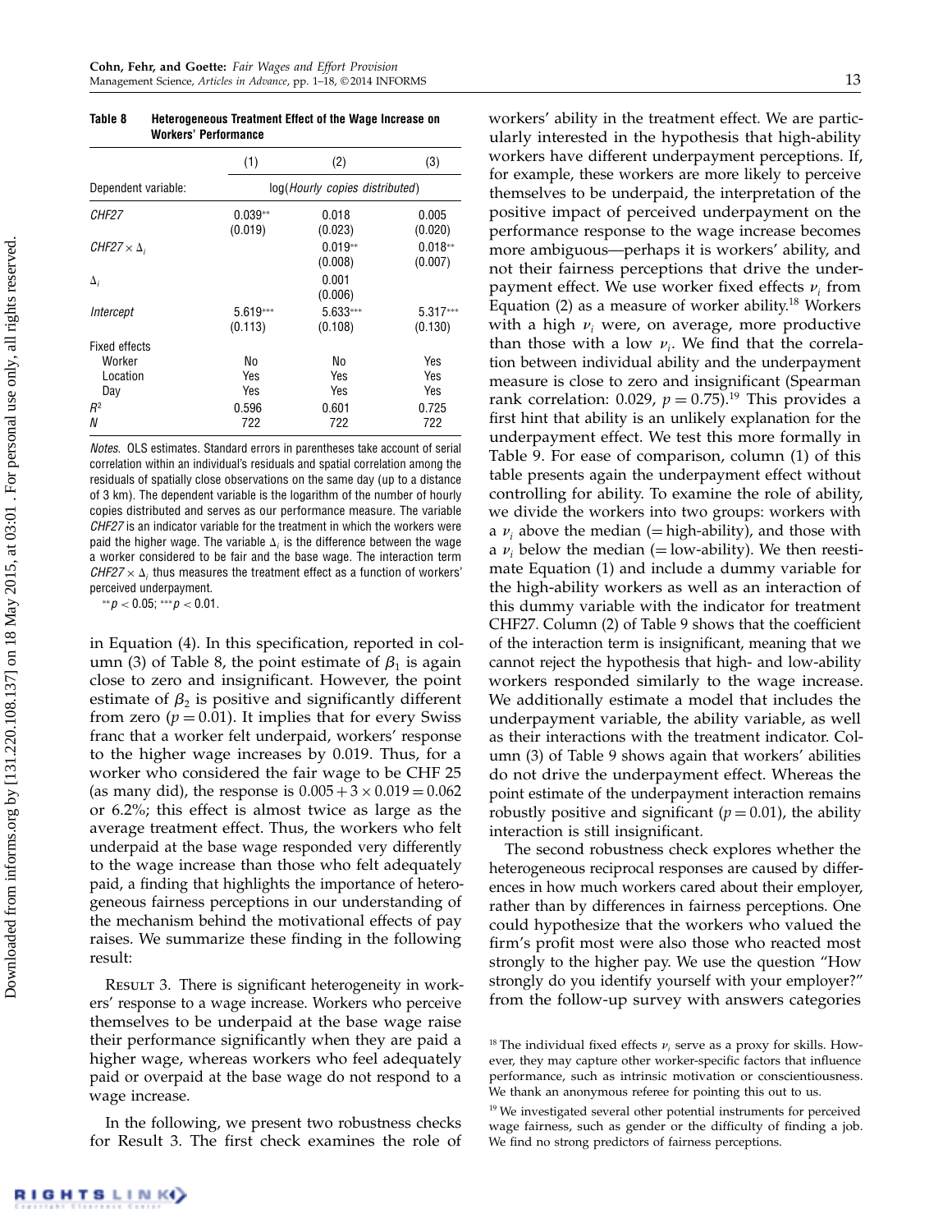**Table 8 Heterogeneous Treatment Effect of the Wage Increase on Workers' Performance**

| | (1) | (2) | (3) |
|---|---|---|---|
| Dependent variable: | log(*Hourly copies distributed*) | | |
| *CHF27* | 0.039** (0.019) | 0.018 (0.023) | 0.005 (0.020) |
| *CHF27* $\times \Delta_i$ | | 0.019** (0.008) | 0.018** (0.007) |
| $\Delta_i$ | | 0.001 (0.006) | |
| *Intercept* | 5.619*** (0.113) | 5.633*** (0.108) | 5.317*** (0.130) |
| Fixed effects | | | |
| Worker | No | No | Yes |
| Location | Yes | Yes | Yes |
| Day | Yes | Yes | Yes |
| $R^2$ | 0.596 | 0.601 | 0.725 |
| $N$ | 722 | 722 | 722 |

*Notes.* OLS estimates. Standard errors in parentheses take account of serial correlation within an individual's residuals and spatial correlation among the residuals of spatially close observations on the same day (up to a distance of 3 km). The dependent variable is the logarithm of the number of hourly copies distributed and serves as our performance measure. The variable *CHF27* is an indicator variable for the treatment in which the workers were paid the higher wage. The variable $\Delta_i$ is the difference between the wage a worker considered to be fair and the base wage. The interaction term *CHF27* $\times \Delta_i$ thus measures the treatment effect as a function of workers' perceived underpayment.

** $p < 0.05$; *** $p < 0.01$.

in Equation (4). In this specification, reported in column (3) of Table 8, the point estimate of $\beta_1$ is again close to zero and insignificant. However, the point estimate of $\beta_2$ is positive and significantly different from zero ($p = 0.01$). It implies that for every Swiss franc that a worker felt underpaid, workers' response to the higher wage increases by 0.019. Thus, for a worker who considered the fair wage to be CHF 25 (as many did), the response is $0.005 + 3 \times 0.019 = 0.062$ or 6.2%; this effect is almost twice as large as the average treatment effect. Thus, the workers who felt underpaid at the base wage responded very differently to the wage increase than those who felt adequately paid, a finding that highlights the importance of heterogeneous fairness perceptions in our understanding of the mechanism behind the motivational effects of pay raises. We summarize these finding in the following result:

Result 3. There is significant heterogeneity in workers' response to a wage increase. Workers who perceive themselves to be underpaid at the base wage raise their performance significantly when they are paid a higher wage, whereas workers who feel adequately paid or overpaid at the base wage do not respond to a wage increase.

In the following, we present two robustness checks for Result 3. The first check examines the role of workers' ability in the treatment effect. We are particularly interested in the hypothesis that high-ability workers have different underpayment perceptions. If, for example, these workers are more likely to perceive themselves to be underpaid, the interpretation of the positive impact of perceived underpayment on the performance response to the wage increase becomes more ambiguous—perhaps it is workers' ability, and not their fairness perceptions that drive the underpayment effect. We use worker fixed effects $\nu_i$ from Equation (2) as a measure of worker ability.[18] Workers with a high $\nu_i$ were, on average, more productive than those with a low $\nu_i$. We find that the correlation between individual ability and the underpayment measure is close to zero and insignificant (Spearman rank correlation: 0.029, $p = 0.75$).[19] This provides a first hint that ability is an unlikely explanation for the underpayment effect. We test this more formally in Table 9. For ease of comparison, column (1) of this table presents again the underpayment effect without controlling for ability. To examine the role of ability, we divide the workers into two groups: workers with a $\nu_i$ above the median (= high-ability), and those with a $\nu_i$ below the median (= low-ability). We then reestimate Equation (1) and include a dummy variable for the high-ability workers as well as an interaction of this dummy variable with the indicator for treatment CHF27. Column (2) of Table 9 shows that the coefficient of the interaction term is insignificant, meaning that we cannot reject the hypothesis that high- and low-ability workers responded similarly to the wage increase. We additionally estimate a model that includes the underpayment variable, the ability variable, as well as their interactions with the treatment indicator. Column (3) of Table 9 shows again that workers' abilities do not drive the underpayment effect. Whereas the point estimate of the underpayment interaction remains robustly positive and significant ($p = 0.01$), the ability interaction is still insignificant.

The second robustness check explores whether the heterogeneous reciprocal responses are caused by differences in how much workers cared about their employer, rather than by differences in fairness perceptions. One could hypothesize that the workers who valued the firm's profit most were also those who reacted most strongly to the higher pay. We use the question "How strongly do you identify yourself with your employer?" from the follow-up survey with answers categories

[18] The individual fixed effects $\nu_i$ serve as a proxy for skills. However, they may capture other worker-specific factors that influence performance, such as intrinsic motivation or conscientiousness. We thank an anonymous referee for pointing this out to us.

[19] We investigated several other potential instruments for perceived wage fairness, such as gender or the difficulty of finding a job. We find no strong predictors of fairness perceptions.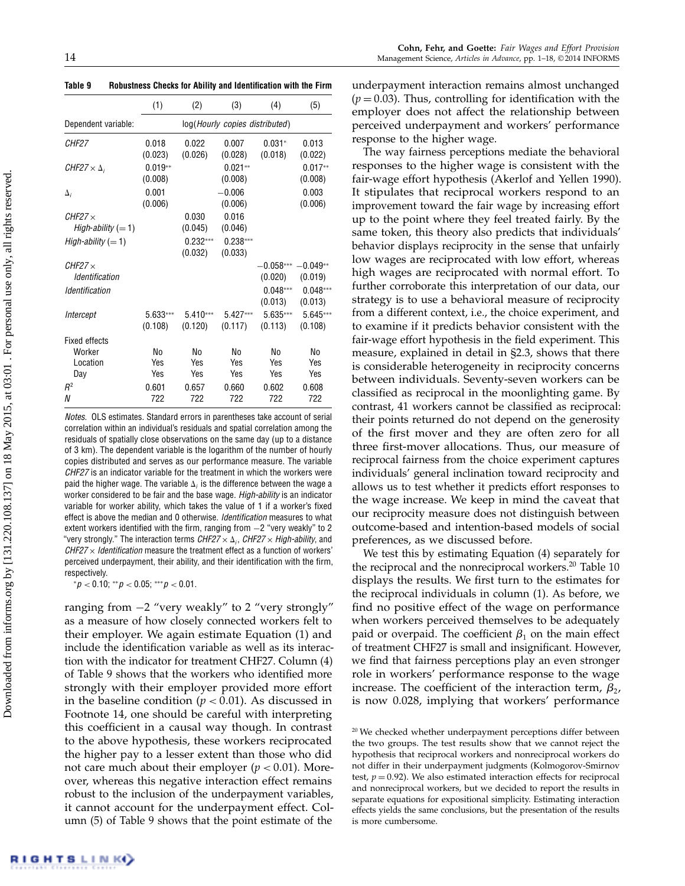**Table 9 Robustness Checks for Ability and Identification with the Firm**

| | (1) | (2) | (3) | (4) | (5) |
|---|---|---|---|---|---|
| Dependent variable: | | | log(*Hourly copies distributed*) | | |
| *CHF27* | 0.018 | 0.022 | 0.007 | 0.031* | 0.013 |
| | (0.023) | (0.026) | (0.028) | (0.018) | (0.022) |
| *CHF27* × $\Delta_i$ | 0.019** | | 0.021** | | 0.017** |
| | (0.008) | | (0.008) | | (0.008) |
| $\Delta_i$ | 0.001 | | −0.006 | | 0.003 |
| | (0.006) | | (0.006) | | (0.006) |
| *CHF27* × *High-ability* (= 1) | | 0.030 | 0.016 | | |
| | | (0.045) | (0.046) | | |
| *High-ability* (= 1) | | 0.232*** | 0.238*** | | |
| | | (0.032) | (0.033) | | |
| *CHF27* × *Identification* | | | | −0.058*** | −0.049** |
| | | | | (0.020) | (0.019) |
| *Identification* | | | | 0.048*** | 0.048*** |
| | | | | (0.013) | (0.013) |
| *Intercept* | 5.633*** | 5.410*** | 5.427*** | 5.635*** | 5.645*** |
| | (0.108) | (0.120) | (0.117) | (0.113) | (0.108) |
| Fixed effects | | | | | |
| Worker | No | No | No | No | No |
| Location | Yes | Yes | Yes | Yes | Yes |
| Day | Yes | Yes | Yes | Yes | Yes |
| $R^2$ | 0.601 | 0.657 | 0.660 | 0.602 | 0.608 |
| $N$ | 722 | 722 | 722 | 722 | 722 |

*Notes.* OLS estimates. Standard errors in parentheses take account of serial correlation within an individual's residuals and spatial correlation among the residuals of spatially close observations on the same day (up to a distance of 3 km). The dependent variable is the logarithm of the number of hourly copies distributed and serves as our performance measure. The variable *CHF27* is an indicator variable for the treatment in which the workers were paid the higher wage. The variable $\Delta_i$ is the difference between the wage a worker considered to be fair and the base wage. *High-ability* is an indicator variable for worker ability, which takes the value of 1 if a worker's fixed effect is above the median and 0 otherwise. *Identification* measures to what extent workers identified with the firm, ranging from −2 "very weakly" to 2 "very strongly." The interaction terms *CHF27* × $\Delta_i$, *CHF27* × *High-ability*, and *CHF27* × *Identification* measure the treatment effect as a function of workers' perceived underpayment, their ability, and their identification with the firm, respectively.

*$p < 0.10$; **$p < 0.05$; ***$p < 0.01$.

ranging from −2 "very weakly" to 2 "very strongly" as a measure of how closely connected workers felt to their employer. We again estimate Equation (1) and include the identification variable as well as its interaction with the indicator for treatment CHF27. Column (4) of Table 9 shows that the workers who identified more strongly with their employer provided more effort in the baseline condition ($p < 0.01$). As discussed in Footnote 14, one should be careful with interpreting this coefficient in a causal way though. In contrast to the above hypothesis, these workers reciprocated the higher pay to a lesser extent than those who did not care much about their employer ($p < 0.01$). Moreover, whereas this negative interaction effect remains robust to the inclusion of the underpayment variables, it cannot account for the underpayment effect. Column (5) of Table 9 shows that the point estimate of the underpayment interaction remains almost unchanged ($p = 0.03$). Thus, controlling for identification with the employer does not affect the relationship between perceived underpayment and workers' performance response to the higher wage.

The way fairness perceptions mediate the behavioral responses to the higher wage is consistent with the fair-wage effort hypothesis (Akerlof and Yellen 1990). It stipulates that reciprocal workers respond to an improvement toward the fair wage by increasing effort up to the point where they feel treated fairly. By the same token, this theory also predicts that individuals' behavior displays reciprocity in the sense that unfairly low wages are reciprocated with low effort, whereas high wages are reciprocated with normal effort. To further corroborate this interpretation of our data, our strategy is to use a behavioral measure of reciprocity from a different context, i.e., the choice experiment, and to examine if it predicts behavior consistent with the fair-wage effort hypothesis in the field experiment. This measure, explained in detail in §2.3, shows that there is considerable heterogeneity in reciprocity concerns between individuals. Seventy-seven workers can be classified as reciprocal in the moonlighting game. By contrast, 41 workers cannot be classified as reciprocal: their points returned do not depend on the generosity of the first mover and they are often zero for all three first-mover allocations. Thus, our measure of reciprocal fairness from the choice experiment captures individuals' general inclination toward reciprocity and allows us to test whether it predicts effort responses to the wage increase. We keep in mind the caveat that our reciprocity measure does not distinguish between outcome-based and intention-based models of social preferences, as we discussed before.

We test this by estimating Equation (4) separately for the reciprocal and the nonreciprocal workers.[20] Table 10 displays the results. We first turn to the estimates for the reciprocal individuals in column (1). As before, we find no positive effect of the wage on performance when workers perceived themselves to be adequately paid or overpaid. The coefficient $\beta_1$ on the main effect of treatment CHF27 is small and insignificant. However, we find that fairness perceptions play an even stronger role in workers' performance response to the wage increase. The coefficient of the interaction term, $\beta_2$, is now 0.028, implying that workers' performance

[20] We checked whether underpayment perceptions differ between the two groups. The test results show that we cannot reject the hypothesis that reciprocal workers and nonreciprocal workers do not differ in their underpayment judgments (Kolmogorov-Smirnov test, $p = 0.92$). We also estimated interaction effects for reciprocal and nonreciprocal workers, but we decided to report the results in separate equations for expositional simplicity. Estimating interaction effects yields the same conclusions, but the presentation of the results is more cumbersome.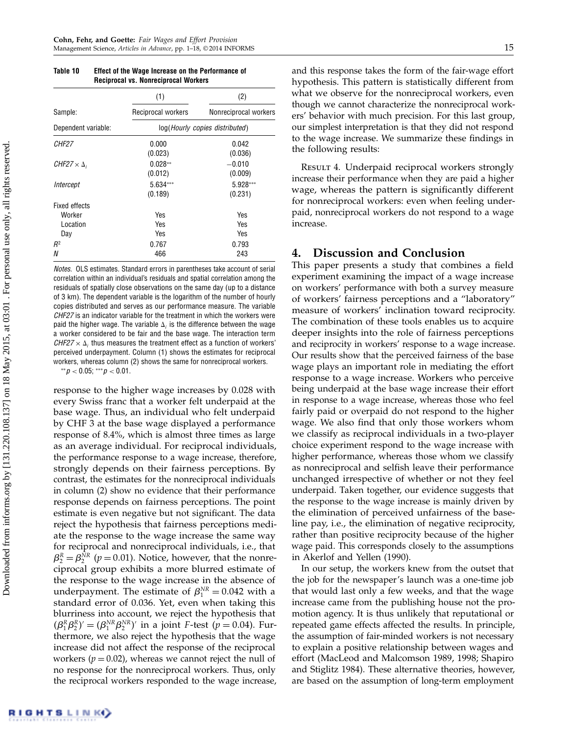Table 10 **Effect of the Wage Increase on the Performance of Reciprocal vs. Nonreciprocal Workers**

| | (1) | (2) |
|---|---|---|
| Sample: | Reciprocal workers | Nonreciprocal workers |
| Dependent variable: | log(*Hourly copies distributed*) | |
| *CHF27* | 0.000 | 0.042 |
| | (0.023) | (0.036) |
| *CHF27* × $\Delta_i$ | 0.028** | −0.010 |
| | (0.012) | (0.009) |
| *Intercept* | 5.634*** | 5.928*** |
| | (0.189) | (0.231) |
| Fixed effects | | |
| Worker | Yes | Yes |
| Location | Yes | Yes |
| Day | Yes | Yes |
| $R^2$ | 0.767 | 0.793 |
| *N* | 466 | 243 |

*Notes.* OLS estimates. Standard errors in parentheses take account of serial correlation within an individual's residuals and spatial correlation among the residuals of spatially close observations on the same day (up to a distance of 3 km). The dependent variable is the logarithm of the number of hourly copies distributed and serves as our performance measure. The variable *CHF27* is an indicator variable for the treatment in which the workers were paid the higher wage. The variable $\Delta_i$ is the difference between the wage a worker considered to be fair and the base wage. The interaction term *CHF27* × $\Delta_i$ thus measures the treatment effect as a function of workers' perceived underpayment. Column (1) shows the estimates for reciprocal workers, whereas column (2) shows the same for nonreciprocal workers.

** $p < 0.05$; *** $p < 0.01$.

response to the higher wage increases by 0.028 with every Swiss franc that a worker felt underpaid at the base wage. Thus, an individual who felt underpaid by CHF 3 at the base wage displayed a performance response of 8.4%, which is almost three times as large as an average individual. For reciprocal individuals, the performance response to a wage increase, therefore, strongly depends on their fairness perceptions. By contrast, the estimates for the nonreciprocal individuals in column (2) show no evidence that their performance response depends on fairness perceptions. The point estimate is even negative but not significant. The data reject the hypothesis that fairness perceptions mediate the response to the wage increase the same way for reciprocal and nonreciprocal individuals, i.e., that $\beta_2^R = \beta_2^{NR}$ ($p = 0.01$). Notice, however, that the nonreciprocal group exhibits a more blurred estimate of the response to the wage increase in the absence of underpayment. The estimate of $\beta_1^{NR} = 0.042$ with a standard error of 0.036. Yet, even when taking this blurriness into account, we reject the hypothesis that $(\beta_1^R \beta_2^R)' = (\beta_1^{NR} \beta_2^{NR})'$ in a joint $F$-test ($p = 0.04$). Furthermore, we also reject the hypothesis that the wage increase did not affect the response of the reciprocal workers ($p = 0.02$), whereas we cannot reject the null of no response for the nonreciprocal workers. Thus, only the reciprocal workers responded to the wage increase, and this response takes the form of the fair-wage effort hypothesis. This pattern is statistically different from what we observe for the nonreciprocal workers, even though we cannot characterize the nonreciprocal workers' behavior with much precision. For this last group, our simplest interpretation is that they did not respond to the wage increase. We summarize these findings in the following results:

Result 4. Underpaid reciprocal workers strongly increase their performance when they are paid a higher wage, whereas the pattern is significantly different for nonreciprocal workers: even when feeling underpaid, nonreciprocal workers do not respond to a wage increase.

## 4. Discussion and Conclusion

This paper presents a study that combines a field experiment examining the impact of a wage increase on workers' performance with both a survey measure of workers' fairness perceptions and a "laboratory" measure of workers' inclination toward reciprocity. The combination of these tools enables us to acquire deeper insights into the role of fairness perceptions and reciprocity in workers' response to a wage increase. Our results show that the perceived fairness of the base wage plays an important role in mediating the effort response to a wage increase. Workers who perceive being underpaid at the base wage increase their effort in response to a wage increase, whereas those who feel fairly paid or overpaid do not respond to the higher wage. We also find that only those workers whom we classify as reciprocal individuals in a two-player choice experiment respond to the wage increase with higher performance, whereas those whom we classify as nonreciprocal and selfish leave their performance unchanged irrespective of whether or not they feel underpaid. Taken together, our evidence suggests that the response to the wage increase is mainly driven by the elimination of perceived unfairness of the baseline pay, i.e., the elimination of negative reciprocity, rather than positive reciprocity because of the higher wage paid. This corresponds closely to the assumptions in Akerlof and Yellen (1990).

In our setup, the workers knew from the outset that the job for the newspaper's launch was a one-time job that would last only a few weeks, and that the wage increase came from the publishing house not the promotion agency. It is thus unlikely that reputational or repeated game effects affected the results. In principle, the assumption of fair-minded workers is not necessary to explain a positive relationship between wages and effort (MacLeod and Malcomson 1989, 1998; Shapiro and Stiglitz 1984). These alternative theories, however, are based on the assumption of long-term employment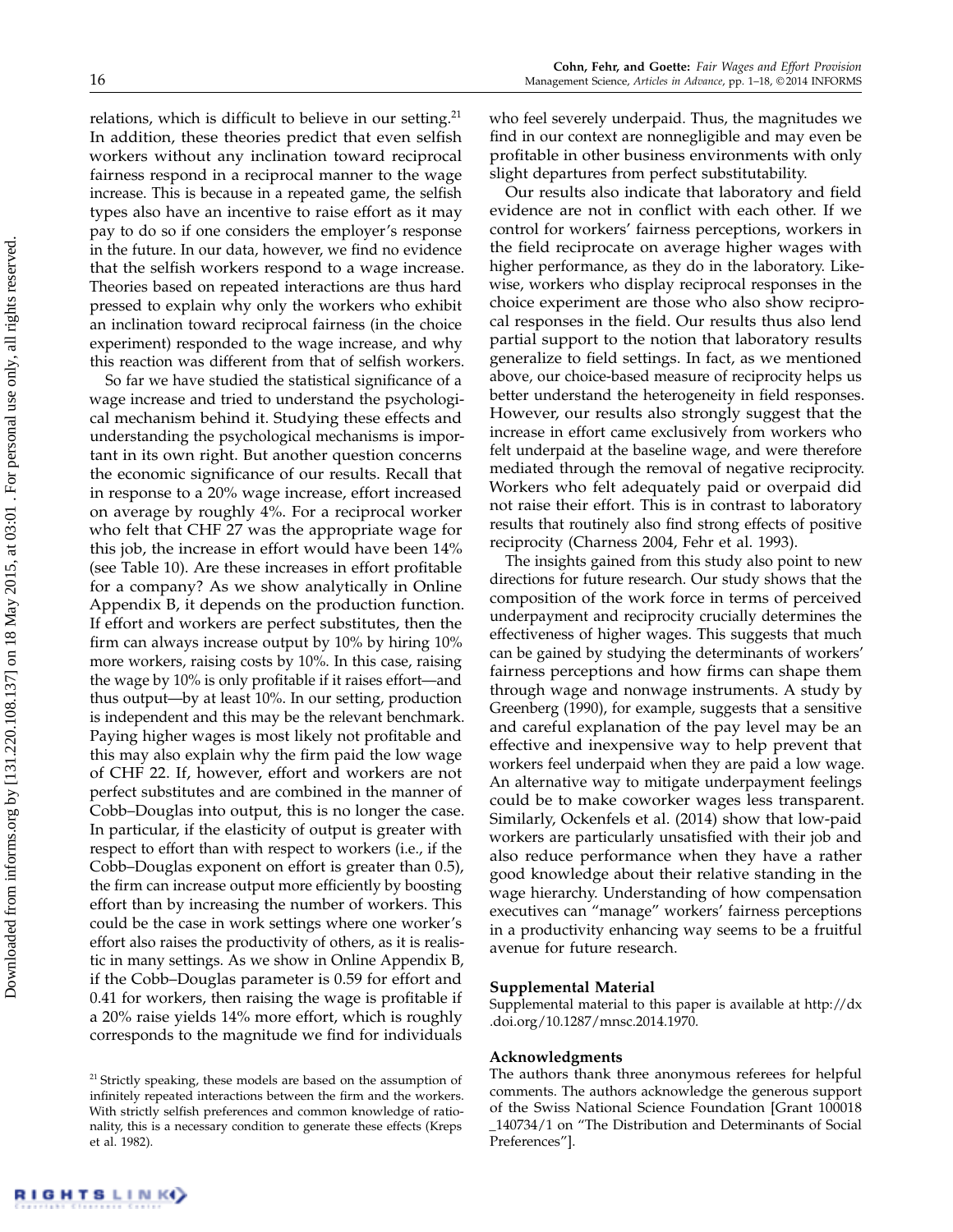relations, which is difficult to believe in our setting.[21] In addition, these theories predict that even selfish workers without any inclination toward reciprocal fairness respond in a reciprocal manner to the wage increase. This is because in a repeated game, the selfish types also have an incentive to raise effort as it may pay to do so if one considers the employer's response in the future. In our data, however, we find no evidence that the selfish workers respond to a wage increase. Theories based on repeated interactions are thus hard pressed to explain why only the workers who exhibit an inclination toward reciprocal fairness (in the choice experiment) responded to the wage increase, and why this reaction was different from that of selfish workers.

So far we have studied the statistical significance of a wage increase and tried to understand the psychological mechanism behind it. Studying these effects and understanding the psychological mechanisms is important in its own right. But another question concerns the economic significance of our results. Recall that in response to a 20% wage increase, effort increased on average by roughly 4%. For a reciprocal worker who felt that CHF 27 was the appropriate wage for this job, the increase in effort would have been 14% (see Table 10). Are these increases in effort profitable for a company? As we show analytically in Online Appendix B, it depends on the production function. If effort and workers are perfect substitutes, then the firm can always increase output by 10% by hiring 10% more workers, raising costs by 10%. In this case, raising the wage by 10% is only profitable if it raises effort—and thus output—by at least 10%. In our setting, production is independent and this may be the relevant benchmark. Paying higher wages is most likely not profitable and this may also explain why the firm paid the low wage of CHF 22. If, however, effort and workers are not perfect substitutes and are combined in the manner of Cobb–Douglas into output, this is no longer the case. In particular, if the elasticity of output is greater with respect to effort than with respect to workers (i.e., if the Cobb–Douglas exponent on effort is greater than 0.5), the firm can increase output more efficiently by boosting effort than by increasing the number of workers. This could be the case in work settings where one worker's effort also raises the productivity of others, as it is realistic in many settings. As we show in Online Appendix B, if the Cobb–Douglas parameter is 0.59 for effort and 0.41 for workers, then raising the wage is profitable if a 20% raise yields 14% more effort, which is roughly corresponds to the magnitude we find for individuals who feel severely underpaid. Thus, the magnitudes we find in our context are nonnegligible and may even be profitable in other business environments with only slight departures from perfect substitutability.

Our results also indicate that laboratory and field evidence are not in conflict with each other. If we control for workers' fairness perceptions, workers in the field reciprocate on average higher wages with higher performance, as they do in the laboratory. Likewise, workers who display reciprocal responses in the choice experiment are those who also show reciprocal responses in the field. Our results thus also lend partial support to the notion that laboratory results generalize to field settings. In fact, as we mentioned above, our choice-based measure of reciprocity helps us better understand the heterogeneity in field responses. However, our results also strongly suggest that the increase in effort came exclusively from workers who felt underpaid at the baseline wage, and were therefore mediated through the removal of negative reciprocity. Workers who felt adequately paid or overpaid did not raise their effort. This is in contrast to laboratory results that routinely also find strong effects of positive reciprocity (Charness 2004, Fehr et al. 1993).

The insights gained from this study also point to new directions for future research. Our study shows that the composition of the work force in terms of perceived underpayment and reciprocity crucially determines the effectiveness of higher wages. This suggests that much can be gained by studying the determinants of workers' fairness perceptions and how firms can shape them through wage and nonwage instruments. A study by Greenberg (1990), for example, suggests that a sensitive and careful explanation of the pay level may be an effective and inexpensive way to help prevent that workers feel underpaid when they are paid a low wage. An alternative way to mitigate underpayment feelings could be to make coworker wages less transparent. Similarly, Ockenfels et al. (2014) show that low-paid workers are particularly unsatisfied with their job and also reduce performance when they have a rather good knowledge about their relative standing in the wage hierarchy. Understanding of how compensation executives can "manage" workers' fairness perceptions in a productivity enhancing way seems to be a fruitful avenue for future research.

## Supplemental Material

Supplemental material to this paper is available at http://dx.doi.org/10.1287/mnsc.2014.1970.

## Acknowledgments

The authors thank three anonymous referees for helpful comments. The authors acknowledge the generous support of the Swiss National Science Foundation [Grant 100018_140734/1 on "The Distribution and Determinants of Social Preferences"].

[21] Strictly speaking, these models are based on the assumption of infinitely repeated interactions between the firm and the workers. With strictly selfish preferences and common knowledge of rationality, this is a necessary condition to generate these effects (Kreps et al. 1982).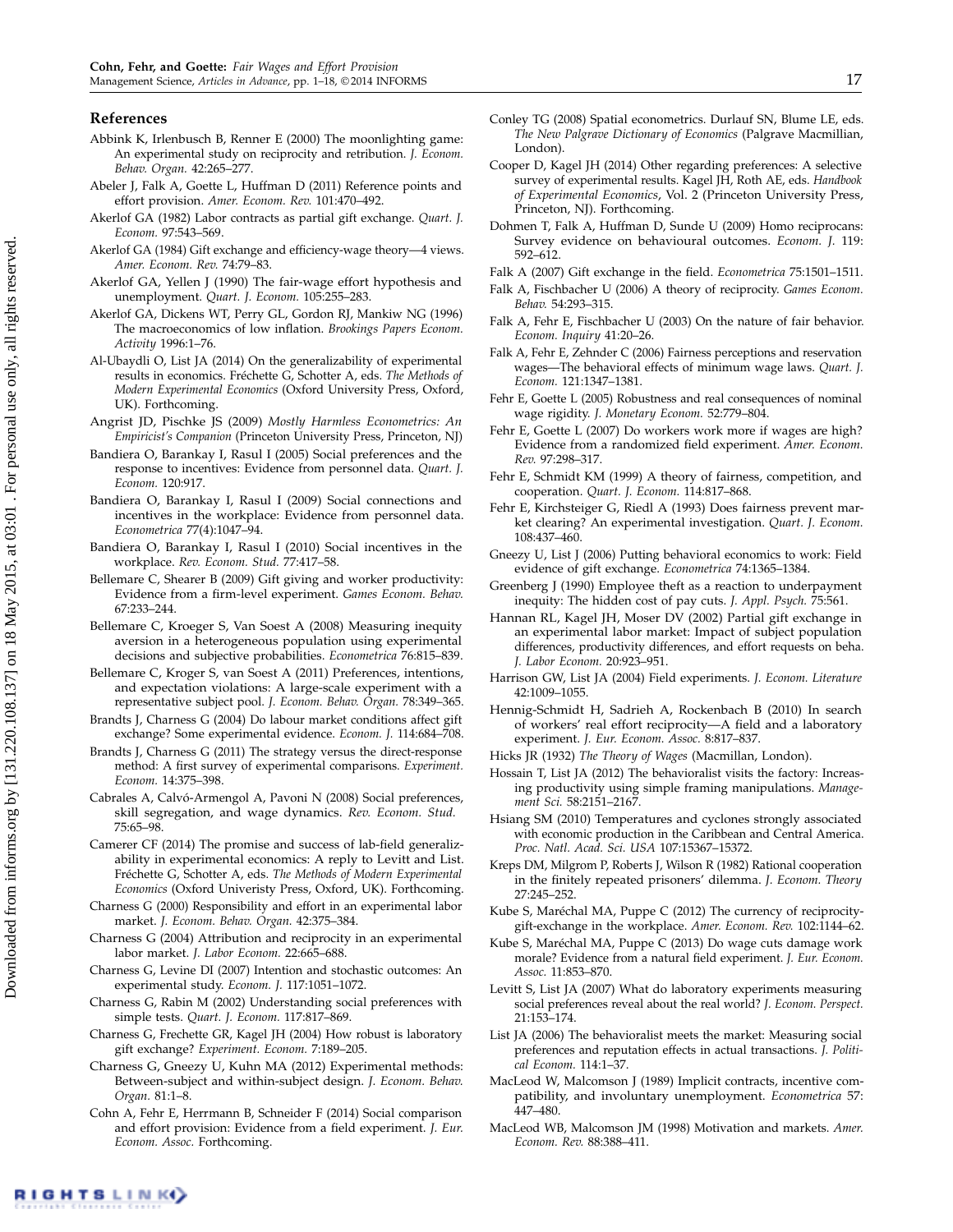## References

Abbink K, Irlenbusch B, Renner E (2000) The moonlighting game: An experimental study on reciprocity and retribution. *J. Econom. Behav. Organ.* 42:265–277.

Abeler J, Falk A, Goette L, Huffman D (2011) Reference points and effort provision. *Amer. Econom. Rev.* 101:470–492.

Akerlof GA (1982) Labor contracts as partial gift exchange. *Quart. J. Econom.* 97:543–569.

Akerlof GA (1984) Gift exchange and efficiency-wage theory—4 views. *Amer. Econom. Rev.* 74:79–83.

Akerlof GA, Yellen J (1990) The fair-wage effort hypothesis and unemployment. *Quart. J. Econom.* 105:255–283.

Akerlof GA, Dickens WT, Perry GL, Gordon RJ, Mankiw NG (1996) The macroeconomics of low inflation. *Brookings Papers Econom. Activity* 1996:1–76.

Al-Ubaydli O, List JA (2014) On the generalizability of experimental results in economics. Fréchette G, Schotter A, eds. *The Methods of Modern Experimental Economics* (Oxford University Press, Oxford, UK). Forthcoming.

Angrist JD, Pischke JS (2009) *Mostly Harmless Econometrics: An Empiricist's Companion* (Princeton University Press, Princeton, NJ)

Bandiera O, Barankay I, Rasul I (2005) Social preferences and the response to incentives: Evidence from personnel data. *Quart. J. Econom.* 120:917.

Bandiera O, Barankay I, Rasul I (2009) Social connections and incentives in the workplace: Evidence from personnel data. *Econometrica* 77(4):1047–94.

Bandiera O, Barankay I, Rasul I (2010) Social incentives in the workplace. *Rev. Econom. Stud.* 77:417–58.

Bellemare C, Shearer B (2009) Gift giving and worker productivity: Evidence from a firm-level experiment. *Games Econom. Behav.* 67:233–244.

Bellemare C, Kroeger S, Van Soest A (2008) Measuring inequity aversion in a heterogeneous population using experimental decisions and subjective probabilities. *Econometrica* 76:815–839.

Bellemare C, Kroger S, van Soest A (2011) Preferences, intentions, and expectation violations: A large-scale experiment with a representative subject pool. *J. Econom. Behav. Organ.* 78:349–365.

Brandts J, Charness G (2004) Do labour market conditions affect gift exchange? Some experimental evidence. *Econom. J.* 114:684–708.

Brandts J, Charness G (2011) The strategy versus the direct-response method: A first survey of experimental comparisons. *Experiment. Econom.* 14:375–398.

Cabrales A, Calvó-Armengol A, Pavoni N (2008) Social preferences, skill segregation, and wage dynamics. *Rev. Econom. Stud.* 75:65–98.

Camerer CF (2014) The promise and success of lab-field generalizability in experimental economics: A reply to Levitt and List. Fréchette G, Schotter A, eds. *The Methods of Modern Experimental Economics* (Oxford Univeristy Press, Oxford, UK). Forthcoming.

Charness G (2000) Responsibility and effort in an experimental labor market. *J. Econom. Behav. Organ.* 42:375–384.

Charness G (2004) Attribution and reciprocity in an experimental labor market. *J. Labor Econom.* 22:665–688.

Charness G, Levine DI (2007) Intention and stochastic outcomes: An experimental study. *Econom. J.* 117:1051–1072.

Charness G, Rabin M (2002) Understanding social preferences with simple tests. *Quart. J. Econom.* 117:817–869.

Charness G, Frechette GR, Kagel JH (2004) How robust is laboratory gift exchange? *Experiment. Econom.* 7:189–205.

Charness G, Gneezy U, Kuhn MA (2012) Experimental methods: Between-subject and within-subject design. *J. Econom. Behav. Organ.* 81:1–8.

Cohn A, Fehr E, Herrmann B, Schneider F (2014) Social comparison and effort provision: Evidence from a field experiment. *J. Eur. Econom. Assoc.* Forthcoming.

Conley TG (2008) Spatial econometrics. Durlauf SN, Blume LE, eds. *The New Palgrave Dictionary of Economics* (Palgrave Macmillian, London).

Cooper D, Kagel JH (2014) Other regarding preferences: A selective survey of experimental results. Kagel JH, Roth AE, eds. *Handbook of Experimental Economics*, Vol. 2 (Princeton University Press, Princeton, NJ). Forthcoming.

Dohmen T, Falk A, Huffman D, Sunde U (2009) Homo reciprocans: Survey evidence on behavioural outcomes. *Econom. J.* 119: 592–612.

Falk A (2007) Gift exchange in the field. *Econometrica* 75:1501–1511.

Falk A, Fischbacher U (2006) A theory of reciprocity. *Games Econom. Behav.* 54:293–315.

Falk A, Fehr E, Fischbacher U (2003) On the nature of fair behavior. *Econom. Inquiry* 41:20–26.

Falk A, Fehr E, Zehnder C (2006) Fairness perceptions and reservation wages—The behavioral effects of minimum wage laws. *Quart. J. Econom.* 121:1347–1381.

Fehr E, Goette L (2005) Robustness and real consequences of nominal wage rigidity. *J. Monetary Econom.* 52:779–804.

Fehr E, Goette L (2007) Do workers work more if wages are high? Evidence from a randomized field experiment. *Amer. Econom. Rev.* 97:298–317.

Fehr E, Schmidt KM (1999) A theory of fairness, competition, and cooperation. *Quart. J. Econom.* 114:817–868.

Fehr E, Kirchsteiger G, Riedl A (1993) Does fairness prevent market clearing? An experimental investigation. *Quart. J. Econom.* 108:437–460.

Gneezy U, List J (2006) Putting behavioral economics to work: Field evidence of gift exchange. *Econometrica* 74:1365–1384.

Greenberg J (1990) Employee theft as a reaction to underpayment inequity: The hidden cost of pay cuts. *J. Appl. Psych.* 75:561.

Hannan RL, Kagel JH, Moser DV (2002) Partial gift exchange in an experimental labor market: Impact of subject population differences, productivity differences, and effort requests on beha. *J. Labor Econom.* 20:923–951.

Harrison GW, List JA (2004) Field experiments. *J. Econom. Literature* 42:1009–1055.

Hennig-Schmidt H, Sadrieh A, Rockenbach B (2010) In search of workers' real effort reciprocity—A field and a laboratory experiment. *J. Eur. Econom. Assoc.* 8:817–837.

Hicks JR (1932) *The Theory of Wages* (Macmillan, London).

Hossain T, List JA (2012) The behavioralist visits the factory: Increasing productivity using simple framing manipulations. *Management Sci.* 58:2151–2167.

Hsiang SM (2010) Temperatures and cyclones strongly associated with economic production in the Caribbean and Central America. *Proc. Natl. Acad. Sci. USA* 107:15367–15372.

Kreps DM, Milgrom P, Roberts J, Wilson R (1982) Rational cooperation in the finitely repeated prisoners' dilemma. *J. Econom. Theory* 27:245–252.

Kube S, Maréchal MA, Puppe C (2012) The currency of reciprocity-gift-exchange in the workplace. *Amer. Econom. Rev.* 102:1144–62.

Kube S, Maréchal MA, Puppe C (2013) Do wage cuts damage work morale? Evidence from a natural field experiment. *J. Eur. Econom. Assoc.* 11:853–870.

Levitt S, List JA (2007) What do laboratory experiments measuring social preferences reveal about the real world? *J. Econom. Perspect.* 21:153–174.

List JA (2006) The behavioralist meets the market: Measuring social preferences and reputation effects in actual transactions. *J. Political Econom.* 114:1–37.

MacLeod W, Malcomson J (1989) Implicit contracts, incentive compatibility, and involuntary unemployment. *Econometrica* 57: 447–480.

MacLeod WB, Malcomson JM (1998) Motivation and markets. *Amer. Econom. Rev.* 88:388–411.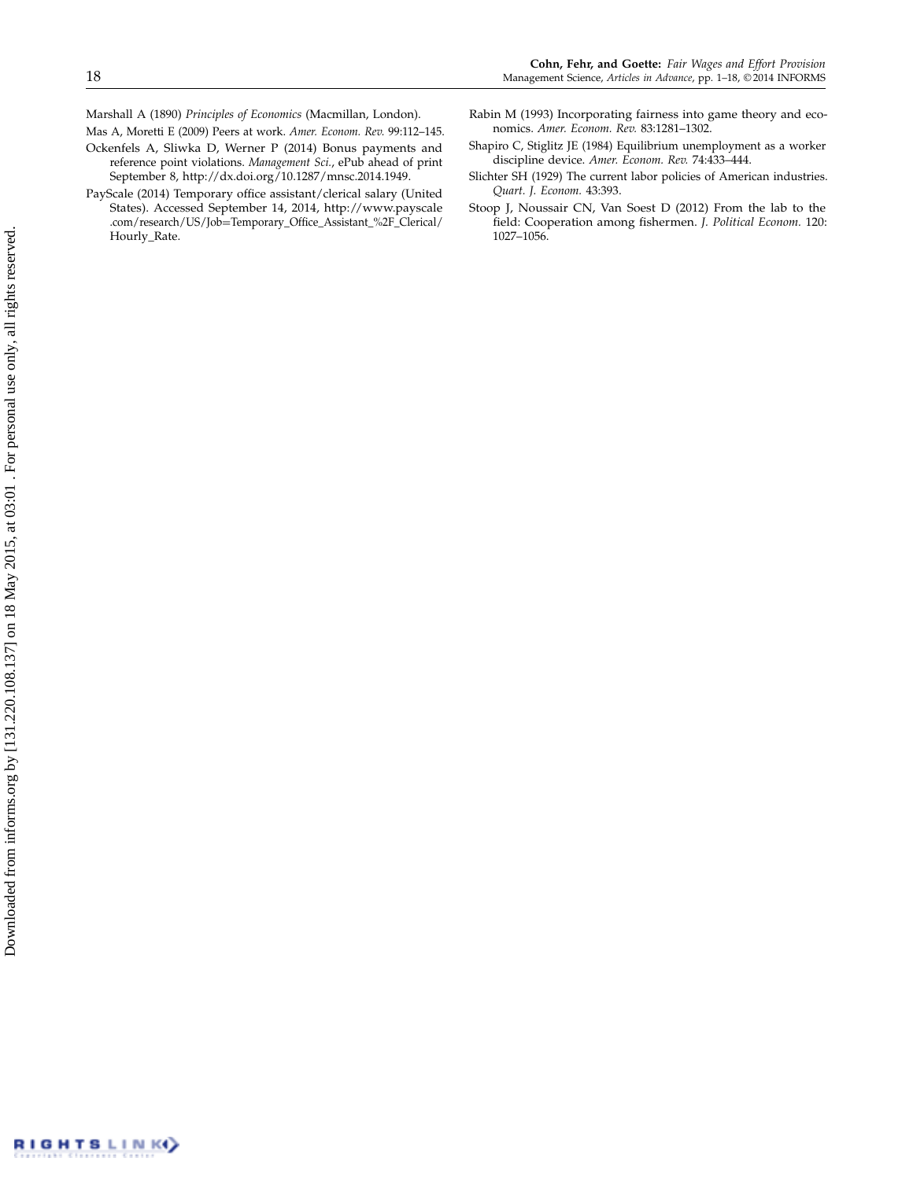Marshall A (1890) *Principles of Economics* (Macmillan, London).

Mas A, Moretti E (2009) Peers at work. *Amer. Econom. Rev.* 99:112–145.

Ockenfels A, Sliwka D, Werner P (2014) Bonus payments and reference point violations. *Management Sci.*, ePub ahead of print September 8, http://dx.doi.org/10.1287/mnsc.2014.1949.

PayScale (2014) Temporary office assistant/clerical salary (United States). Accessed September 14, 2014, http://www.payscale.com/research/US/Job=Temporary_Office_Assistant_%2F_Clerical/Hourly_Rate.

Rabin M (1993) Incorporating fairness into game theory and economics. *Amer. Econom. Rev.* 83:1281–1302.

Shapiro C, Stiglitz JE (1984) Equilibrium unemployment as a worker discipline device. *Amer. Econom. Rev.* 74:433–444.

Slichter SH (1929) The current labor policies of American industries. *Quart. J. Econom.* 43:393.

Stoop J, Noussair CN, Van Soest D (2012) From the lab to the field: Cooperation among fishermen. *J. Political Econom.* 120: 1027–1056.